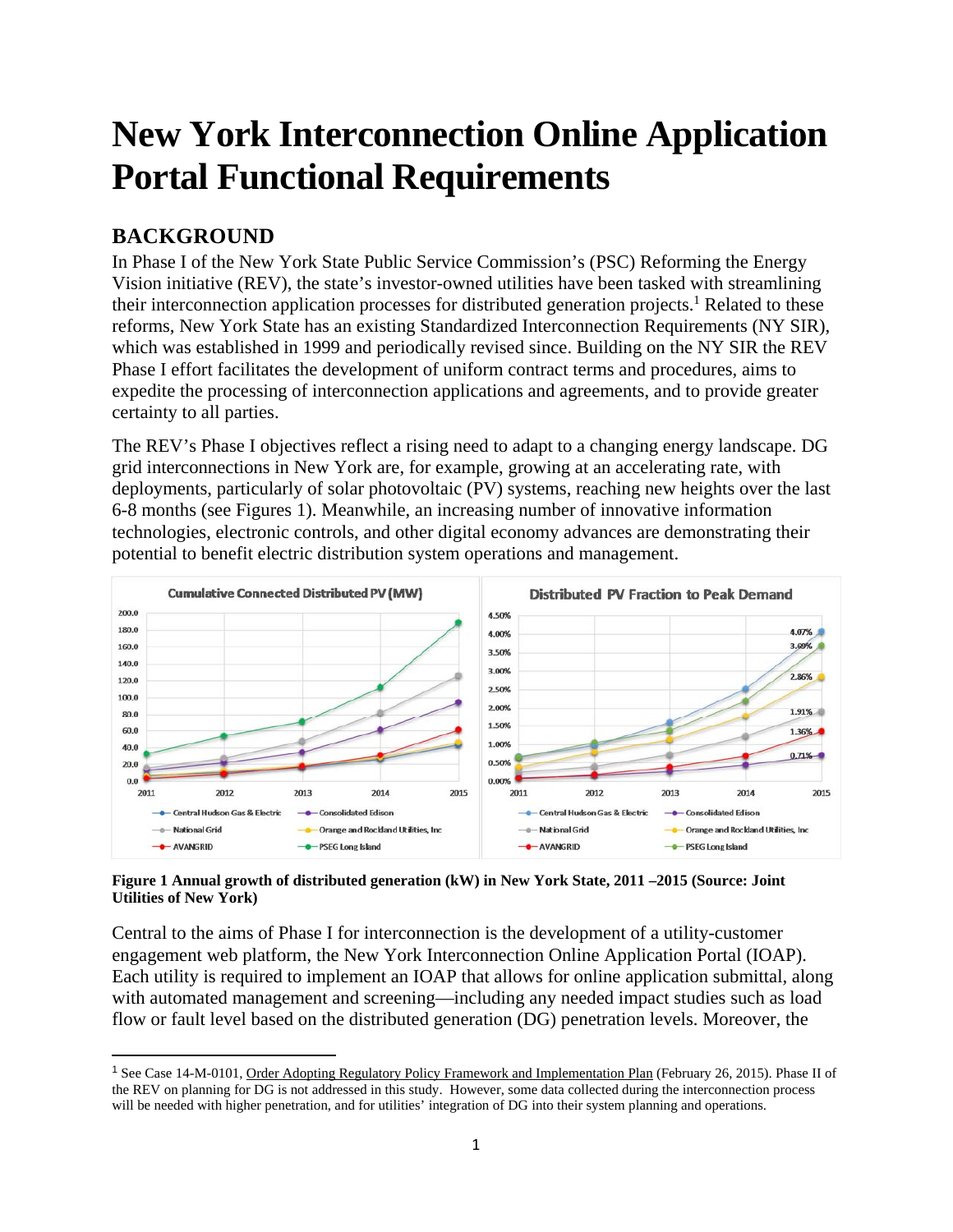# New York Interconnection Online Application Portal Functional Requirements

## BACKGROUND

In Phase I of the New York State Public Service Commission's (PSC) Reforming the Energy Vision initiative (REV), the state's investor-owned utilities have been tasked with streamlining their interconnection application processes for distributed generation projects.[1] Related to these reforms, New York State has an existing Standardized Interconnection Requirements (NY SIR), which was established in 1999 and periodically revised since. Building on the NY SIR the REV Phase I effort facilitates the development of uniform contract terms and procedures, aims to expedite the processing of interconnection applications and agreements, and to provide greater certainty to all parties.

The REV's Phase I objectives reflect a rising need to adapt to a changing energy landscape. DG grid interconnections in New York are, for example, growing at an accelerating rate, with deployments, particularly of solar photovoltaic (PV) systems, reaching new heights over the last 6-8 months (see Figures 1). Meanwhile, an increasing number of innovative information technologies, electronic controls, and other digital economy advances are demonstrating their potential to benefit electric distribution system operations and management.

**Figure 1 Annual growth of distributed generation (kW) in New York State, 2011 –2015 (Source: Joint Utilities of New York)**

Central to the aims of Phase I for interconnection is the development of a utility-customer engagement web platform, the New York Interconnection Online Application Portal (IOAP). Each utility is required to implement an IOAP that allows for online application submittal, along with automated management and screening—including any needed impact studies such as load flow or fault level based on the distributed generation (DG) penetration levels. Moreover, the

[1] See Case 14-M-0101, Order Adopting Regulatory Policy Framework and Implementation Plan (February 26, 2015). Phase II of the REV on planning for DG is not addressed in this study. However, some data collected during the interconnection process will be needed with higher penetration, and for utilities' integration of DG into their system planning and operations.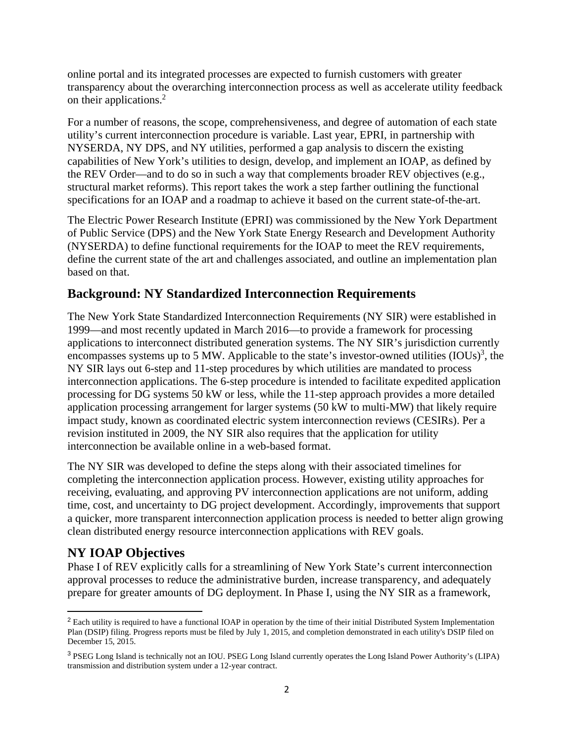online portal and its integrated processes are expected to furnish customers with greater transparency about the overarching interconnection process as well as accelerate utility feedback on their applications.[2]

For a number of reasons, the scope, comprehensiveness, and degree of automation of each state utility's current interconnection procedure is variable. Last year, EPRI, in partnership with NYSERDA, NY DPS, and NY utilities, performed a gap analysis to discern the existing capabilities of New York's utilities to design, develop, and implement an IOAP, as defined by the REV Order—and to do so in such a way that complements broader REV objectives (e.g., structural market reforms). This report takes the work a step farther outlining the functional specifications for an IOAP and a roadmap to achieve it based on the current state-of-the-art.

The Electric Power Research Institute (EPRI) was commissioned by the New York Department of Public Service (DPS) and the New York State Energy Research and Development Authority (NYSERDA) to define functional requirements for the IOAP to meet the REV requirements, define the current state of the art and challenges associated, and outline an implementation plan based on that.

## Background: NY Standardized Interconnection Requirements

The New York State Standardized Interconnection Requirements (NY SIR) were established in 1999—and most recently updated in March 2016—to provide a framework for processing applications to interconnect distributed generation systems. The NY SIR's jurisdiction currently encompasses systems up to 5 MW. Applicable to the state's investor-owned utilities (IOUs)[3], the NY SIR lays out 6-step and 11-step procedures by which utilities are mandated to process interconnection applications. The 6-step procedure is intended to facilitate expedited application processing for DG systems 50 kW or less, while the 11-step approach provides a more detailed application processing arrangement for larger systems (50 kW to multi-MW) that likely require impact study, known as coordinated electric system interconnection reviews (CESIRs). Per a revision instituted in 2009, the NY SIR also requires that the application for utility interconnection be available online in a web-based format.

The NY SIR was developed to define the steps along with their associated timelines for completing the interconnection application process. However, existing utility approaches for receiving, evaluating, and approving PV interconnection applications are not uniform, adding time, cost, and uncertainty to DG project development. Accordingly, improvements that support a quicker, more transparent interconnection application process is needed to better align growing clean distributed energy resource interconnection applications with REV goals.

## NY IOAP Objectives

Phase I of REV explicitly calls for a streamlining of New York State's current interconnection approval processes to reduce the administrative burden, increase transparency, and adequately prepare for greater amounts of DG deployment. In Phase I, using the NY SIR as a framework,

---

[2] Each utility is required to have a functional IOAP in operation by the time of their initial Distributed System Implementation Plan (DSIP) filing. Progress reports must be filed by July 1, 2015, and completion demonstrated in each utility's DSIP filed on December 15, 2015.

[3] PSEG Long Island is technically not an IOU. PSEG Long Island currently operates the Long Island Power Authority's (LIPA) transmission and distribution system under a 12-year contract.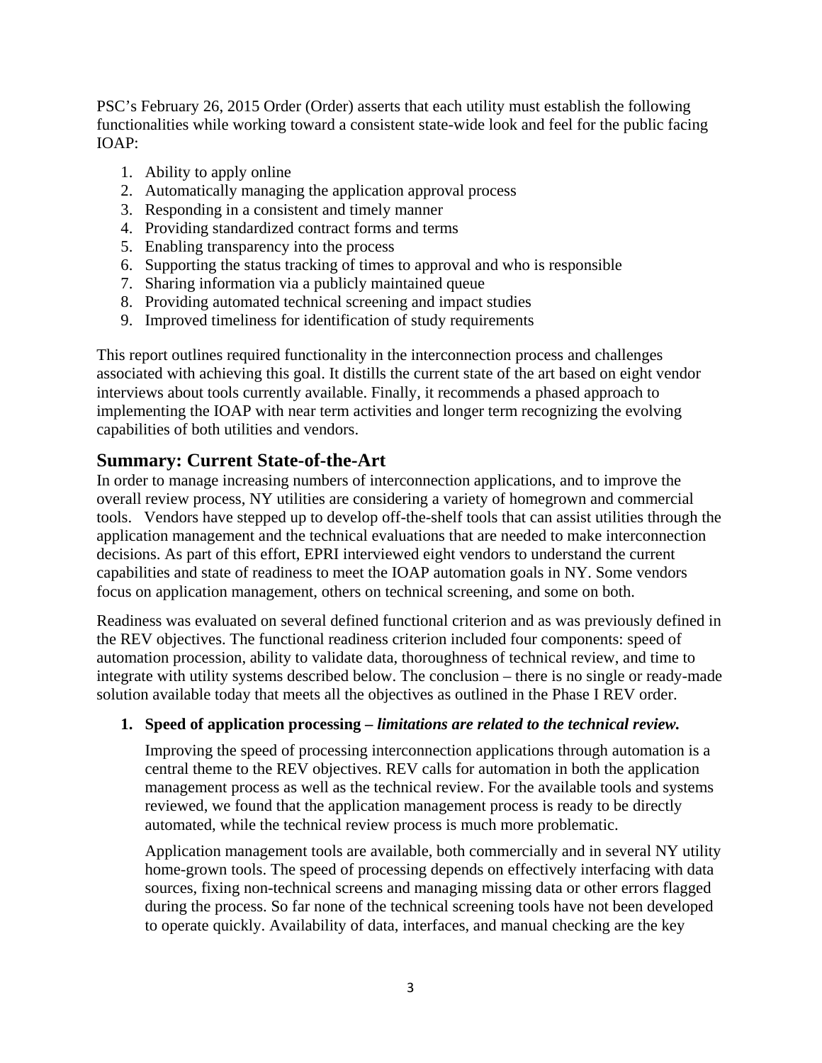PSC's February 26, 2015 Order (Order) asserts that each utility must establish the following functionalities while working toward a consistent state-wide look and feel for the public facing IOAP:

1. Ability to apply online
2. Automatically managing the application approval process
3. Responding in a consistent and timely manner
4. Providing standardized contract forms and terms
5. Enabling transparency into the process
6. Supporting the status tracking of times to approval and who is responsible
7. Sharing information via a publicly maintained queue
8. Providing automated technical screening and impact studies
9. Improved timeliness for identification of study requirements

This report outlines required functionality in the interconnection process and challenges associated with achieving this goal. It distills the current state of the art based on eight vendor interviews about tools currently available. Finally, it recommends a phased approach to implementing the IOAP with near term activities and longer term recognizing the evolving capabilities of both utilities and vendors.

## Summary: Current State-of-the-Art

In order to manage increasing numbers of interconnection applications, and to improve the overall review process, NY utilities are considering a variety of homegrown and commercial tools. Vendors have stepped up to develop off-the-shelf tools that can assist utilities through the application management and the technical evaluations that are needed to make interconnection decisions. As part of this effort, EPRI interviewed eight vendors to understand the current capabilities and state of readiness to meet the IOAP automation goals in NY. Some vendors focus on application management, others on technical screening, and some on both.

Readiness was evaluated on several defined functional criterion and as was previously defined in the REV objectives. The functional readiness criterion included four components: speed of automation procession, ability to validate data, thoroughness of technical review, and time to integrate with utility systems described below. The conclusion – there is no single or ready-made solution available today that meets all the objectives as outlined in the Phase I REV order.

1. **Speed of application processing –** ***limitations are related to the technical review.***

   Improving the speed of processing interconnection applications through automation is a central theme to the REV objectives. REV calls for automation in both the application management process as well as the technical review. For the available tools and systems reviewed, we found that the application management process is ready to be directly automated, while the technical review process is much more problematic.

   Application management tools are available, both commercially and in several NY utility home-grown tools. The speed of processing depends on effectively interfacing with data sources, fixing non-technical screens and managing missing data or other errors flagged during the process. So far none of the technical screening tools have not been developed to operate quickly. Availability of data, interfaces, and manual checking are the key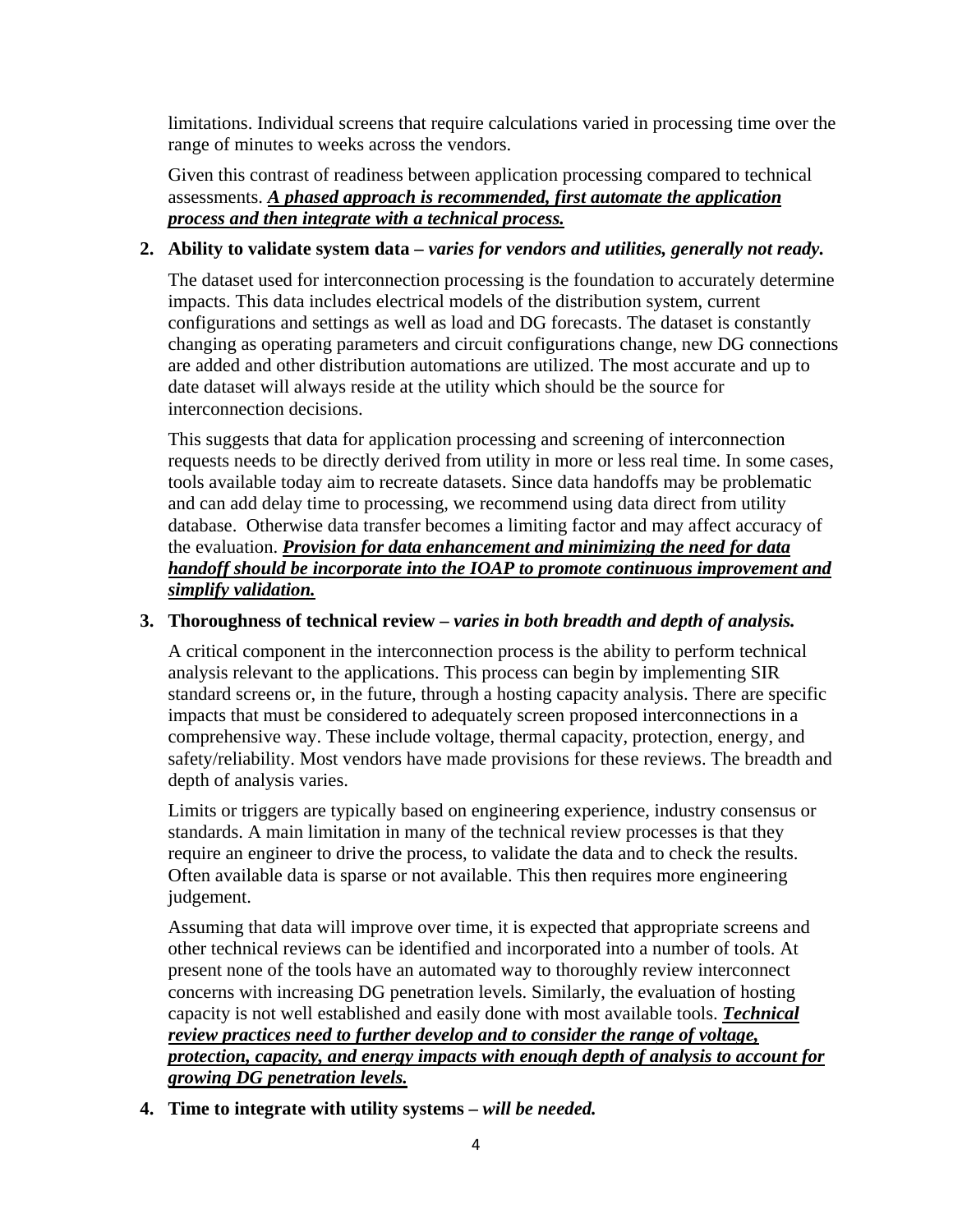limitations. Individual screens that require calculations varied in processing time over the range of minutes to weeks across the vendors.

Given this contrast of readiness between application processing compared to technical assessments. ***<u>A phased approach is recommended, first automate the application process and then integrate with a technical process.</u>***

2. **Ability to validate system data –** ***varies for vendors and utilities, generally not ready.***

   The dataset used for interconnection processing is the foundation to accurately determine impacts. This data includes electrical models of the distribution system, current configurations and settings as well as load and DG forecasts. The dataset is constantly changing as operating parameters and circuit configurations change, new DG connections are added and other distribution automations are utilized. The most accurate and up to date dataset will always reside at the utility which should be the source for interconnection decisions.

   This suggests that data for application processing and screening of interconnection requests needs to be directly derived from utility in more or less real time. In some cases, tools available today aim to recreate datasets. Since data handoffs may be problematic and can add delay time to processing, we recommend using data direct from utility database. Otherwise data transfer becomes a limiting factor and may affect accuracy of the evaluation. ***<u>Provision for data enhancement and minimizing the need for data handoff should be incorporate into the IOAP to promote continuous improvement and simplify validation.</u>***

3. **Thoroughness of technical review –** ***varies in both breadth and depth of analysis.***

   A critical component in the interconnection process is the ability to perform technical analysis relevant to the applications. This process can begin by implementing SIR standard screens or, in the future, through a hosting capacity analysis. There are specific impacts that must be considered to adequately screen proposed interconnections in a comprehensive way. These include voltage, thermal capacity, protection, energy, and safety/reliability. Most vendors have made provisions for these reviews. The breadth and depth of analysis varies.

   Limits or triggers are typically based on engineering experience, industry consensus or standards. A main limitation in many of the technical review processes is that they require an engineer to drive the process, to validate the data and to check the results. Often available data is sparse or not available. This then requires more engineering judgement.

   Assuming that data will improve over time, it is expected that appropriate screens and other technical reviews can be identified and incorporated into a number of tools. At present none of the tools have an automated way to thoroughly review interconnect concerns with increasing DG penetration levels. Similarly, the evaluation of hosting capacity is not well established and easily done with most available tools. ***<u>Technical review practices need to further develop and to consider the range of voltage, protection, capacity, and energy impacts with enough depth of analysis to account for growing DG penetration levels.</u>***

4. **Time to integrate with utility systems –** ***will be needed.***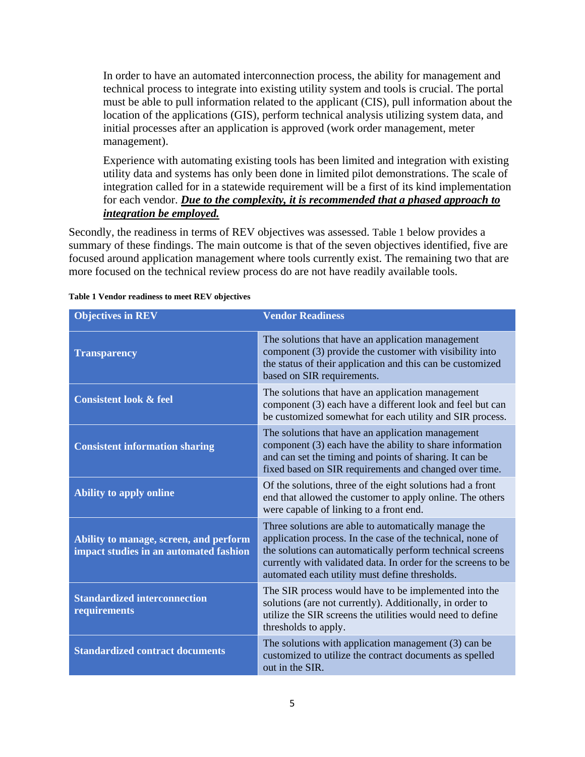> In order to have an automated interconnection process, the ability for management and technical process to integrate into existing utility system and tools is crucial. The portal must be able to pull information related to the applicant (CIS), pull information about the location of the applications (GIS), perform technical analysis utilizing system data, and initial processes after an application is approved (work order management, meter management).
>
> Experience with automating existing tools has been limited and integration with existing utility data and systems has only been done in limited pilot demonstrations. The scale of integration called for in a statewide requirement will be a first of its kind implementation for each vendor. ***Due to the complexity, it is recommended that a phased approach to integration be employed.***

Secondly, the readiness in terms of REV objectives was assessed. Table 1 below provides a summary of these findings. The main outcome is that of the seven objectives identified, five are focused around application management where tools currently exist. The remaining two that are more focused on the technical review process do are not have readily available tools.

**Table 1 Vendor readiness to meet REV objectives**

| Objectives in REV | Vendor Readiness |
|---|---|
| **Transparency** | The solutions that have an application management component (3) provide the customer with visibility into the status of their application and this can be customized based on SIR requirements. |
| **Consistent look & feel** | The solutions that have an application management component (3) each have a different look and feel but can be customized somewhat for each utility and SIR process. |
| **Consistent information sharing** | The solutions that have an application management component (3) each have the ability to share information and can set the timing and points of sharing. It can be fixed based on SIR requirements and changed over time. |
| **Ability to apply online** | Of the solutions, three of the eight solutions had a front end that allowed the customer to apply online. The others were capable of linking to a front end. |
| **Ability to manage, screen, and perform impact studies in an automated fashion** | Three solutions are able to automatically manage the application process. In the case of the technical, none of the solutions can automatically perform technical screens currently with validated data. In order for the screens to be automated each utility must define thresholds. |
| **Standardized interconnection requirements** | The SIR process would have to be implemented into the solutions (are not currently). Additionally, in order to utilize the SIR screens the utilities would need to define thresholds to apply. |
| **Standardized contract documents** | The solutions with application management (3) can be customized to utilize the contract documents as spelled out in the SIR. |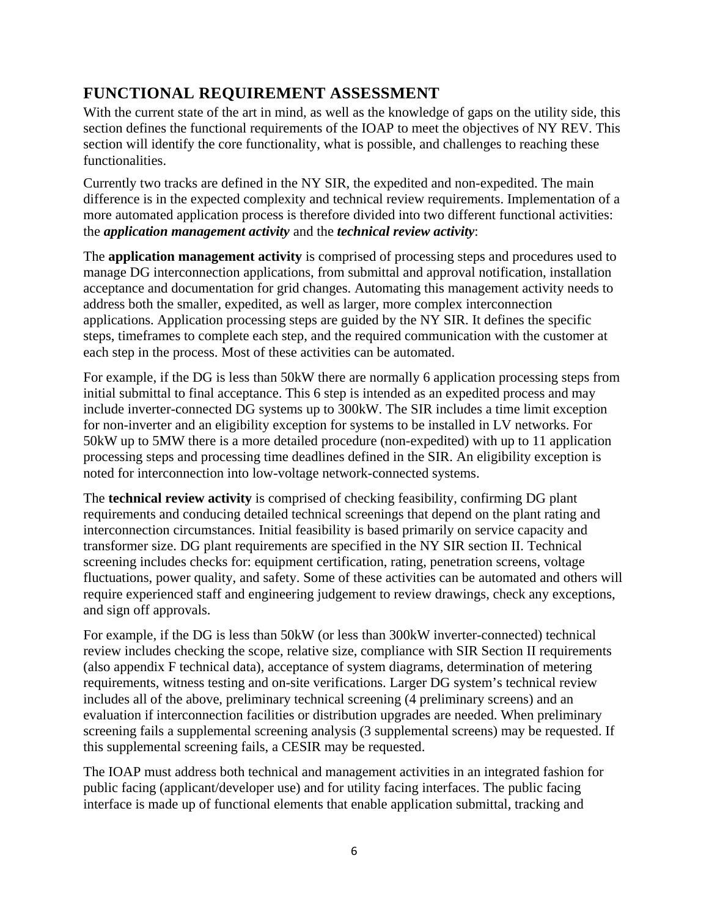## FUNCTIONAL REQUIREMENT ASSESSMENT

With the current state of the art in mind, as well as the knowledge of gaps on the utility side, this section defines the functional requirements of the IOAP to meet the objectives of NY REV. This section will identify the core functionality, what is possible, and challenges to reaching these functionalities.

Currently two tracks are defined in the NY SIR, the expedited and non-expedited. The main difference is in the expected complexity and technical review requirements. Implementation of a more automated application process is therefore divided into two different functional activities: the ***application management activity*** and the ***technical review activity***:

The **application management activity** is comprised of processing steps and procedures used to manage DG interconnection applications, from submittal and approval notification, installation acceptance and documentation for grid changes. Automating this management activity needs to address both the smaller, expedited, as well as larger, more complex interconnection applications. Application processing steps are guided by the NY SIR. It defines the specific steps, timeframes to complete each step, and the required communication with the customer at each step in the process. Most of these activities can be automated.

For example, if the DG is less than 50kW there are normally 6 application processing steps from initial submittal to final acceptance. This 6 step is intended as an expedited process and may include inverter-connected DG systems up to 300kW. The SIR includes a time limit exception for non-inverter and an eligibility exception for systems to be installed in LV networks. For 50kW up to 5MW there is a more detailed procedure (non-expedited) with up to 11 application processing steps and processing time deadlines defined in the SIR. An eligibility exception is noted for interconnection into low-voltage network-connected systems.

The **technical review activity** is comprised of checking feasibility, confirming DG plant requirements and conducing detailed technical screenings that depend on the plant rating and interconnection circumstances. Initial feasibility is based primarily on service capacity and transformer size. DG plant requirements are specified in the NY SIR section II. Technical screening includes checks for: equipment certification, rating, penetration screens, voltage fluctuations, power quality, and safety. Some of these activities can be automated and others will require experienced staff and engineering judgement to review drawings, check any exceptions, and sign off approvals.

For example, if the DG is less than 50kW (or less than 300kW inverter-connected) technical review includes checking the scope, relative size, compliance with SIR Section II requirements (also appendix F technical data), acceptance of system diagrams, determination of metering requirements, witness testing and on-site verifications. Larger DG system's technical review includes all of the above, preliminary technical screening (4 preliminary screens) and an evaluation if interconnection facilities or distribution upgrades are needed. When preliminary screening fails a supplemental screening analysis (3 supplemental screens) may be requested. If this supplemental screening fails, a CESIR may be requested.

The IOAP must address both technical and management activities in an integrated fashion for public facing (applicant/developer use) and for utility facing interfaces. The public facing interface is made up of functional elements that enable application submittal, tracking and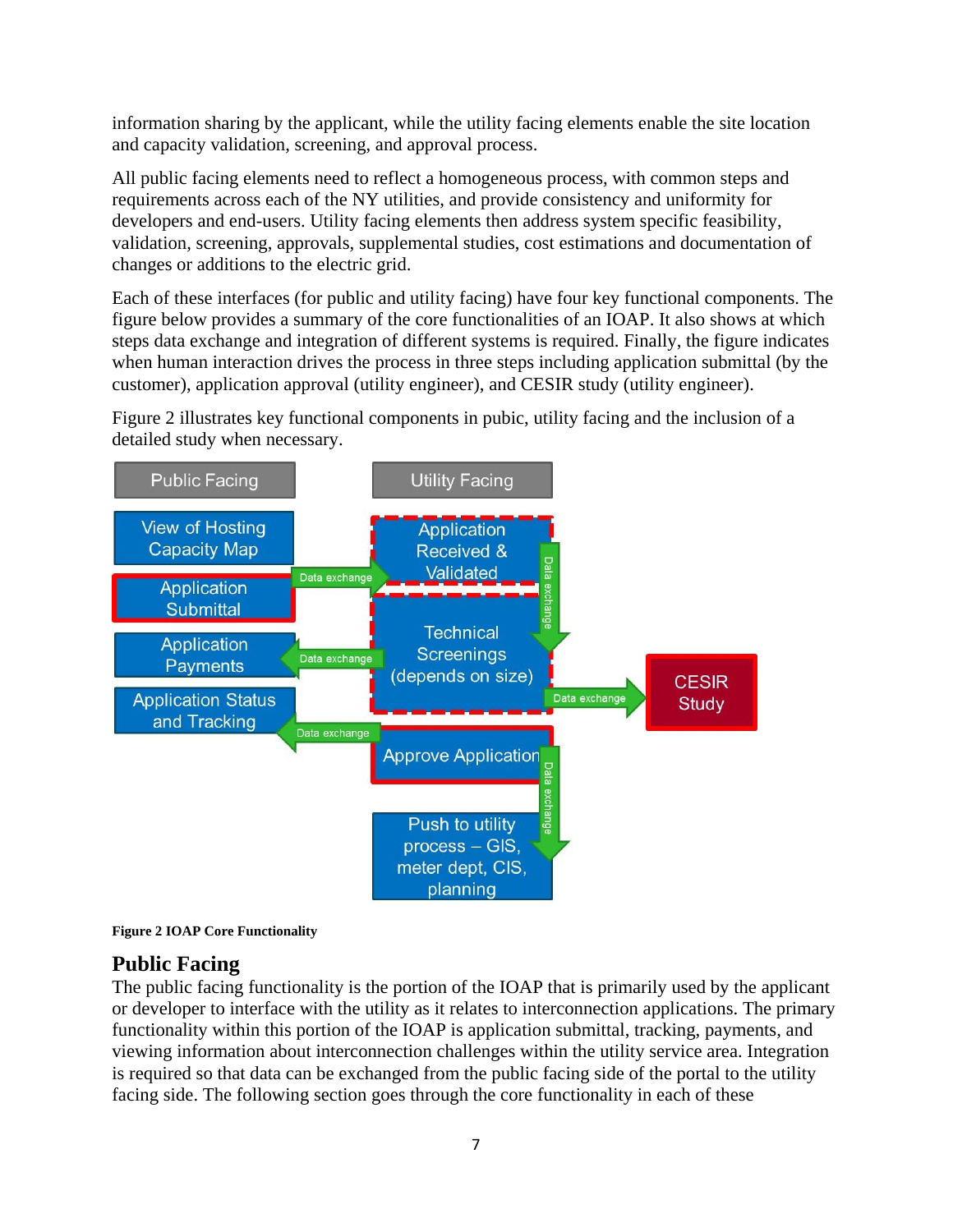information sharing by the applicant, while the utility facing elements enable the site location and capacity validation, screening, and approval process.

All public facing elements need to reflect a homogeneous process, with common steps and requirements across each of the NY utilities, and provide consistency and uniformity for developers and end-users. Utility facing elements then address system specific feasibility, validation, screening, approvals, supplemental studies, cost estimations and documentation of changes or additions to the electric grid.

Each of these interfaces (for public and utility facing) have four key functional components. The figure below provides a summary of the core functionalities of an IOAP. It also shows at which steps data exchange and integration of different systems is required. Finally, the figure indicates when human interaction drives the process in three steps including application submittal (by the customer), application approval (utility engineer), and CESIR study (utility engineer).

Figure 2 illustrates key functional components in pubic, utility facing and the inclusion of a detailed study when necessary.

Public Facing | Utility Facing

View of Hosting Capacity Map

Application Submittal

Application Payments

Application Status and Tracking

Application Received & Validated

Technical Screenings (depends on size)

CESIR Study

Approve Application

Push to utility process – GIS, meter dept, CIS, planning

Data exchange

**Figure 2 IOAP Core Functionality**

## Public Facing

The public facing functionality is the portion of the IOAP that is primarily used by the applicant or developer to interface with the utility as it relates to interconnection applications. The primary functionality within this portion of the IOAP is application submittal, tracking, payments, and viewing information about interconnection challenges within the utility service area. Integration is required so that data can be exchanged from the public facing side of the portal to the utility facing side. The following section goes through the core functionality in each of these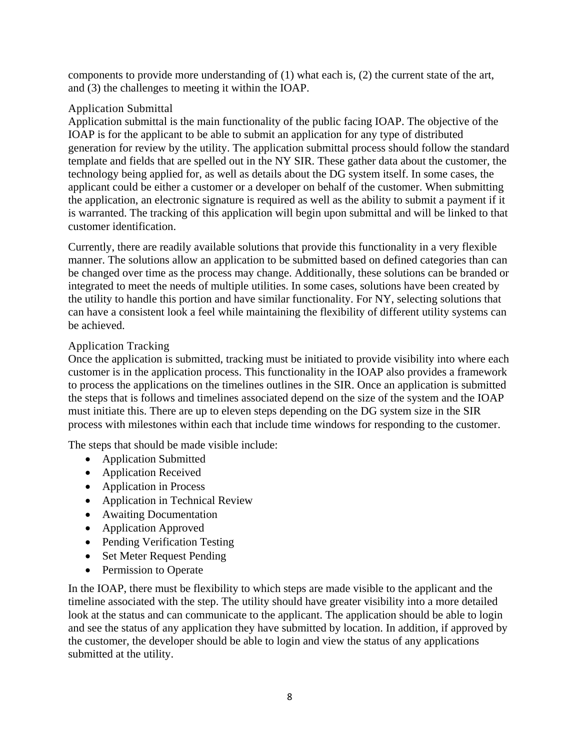components to provide more understanding of (1) what each is, (2) the current state of the art, and (3) the challenges to meeting it within the IOAP.

### Application Submittal

Application submittal is the main functionality of the public facing IOAP. The objective of the IOAP is for the applicant to be able to submit an application for any type of distributed generation for review by the utility. The application submittal process should follow the standard template and fields that are spelled out in the NY SIR. These gather data about the customer, the technology being applied for, as well as details about the DG system itself. In some cases, the applicant could be either a customer or a developer on behalf of the customer. When submitting the application, an electronic signature is required as well as the ability to submit a payment if it is warranted. The tracking of this application will begin upon submittal and will be linked to that customer identification.

Currently, there are readily available solutions that provide this functionality in a very flexible manner. The solutions allow an application to be submitted based on defined categories than can be changed over time as the process may change. Additionally, these solutions can be branded or integrated to meet the needs of multiple utilities. In some cases, solutions have been created by the utility to handle this portion and have similar functionality. For NY, selecting solutions that can have a consistent look a feel while maintaining the flexibility of different utility systems can be achieved.

### Application Tracking

Once the application is submitted, tracking must be initiated to provide visibility into where each customer is in the application process. This functionality in the IOAP also provides a framework to process the applications on the timelines outlines in the SIR. Once an application is submitted the steps that is follows and timelines associated depend on the size of the system and the IOAP must initiate this. There are up to eleven steps depending on the DG system size in the SIR process with milestones within each that include time windows for responding to the customer.

The steps that should be made visible include:

- Application Submitted
- Application Received
- Application in Process
- Application in Technical Review
- Awaiting Documentation
- Application Approved
- Pending Verification Testing
- Set Meter Request Pending
- Permission to Operate

In the IOAP, there must be flexibility to which steps are made visible to the applicant and the timeline associated with the step. The utility should have greater visibility into a more detailed look at the status and can communicate to the applicant. The application should be able to login and see the status of any application they have submitted by location. In addition, if approved by the customer, the developer should be able to login and view the status of any applications submitted at the utility.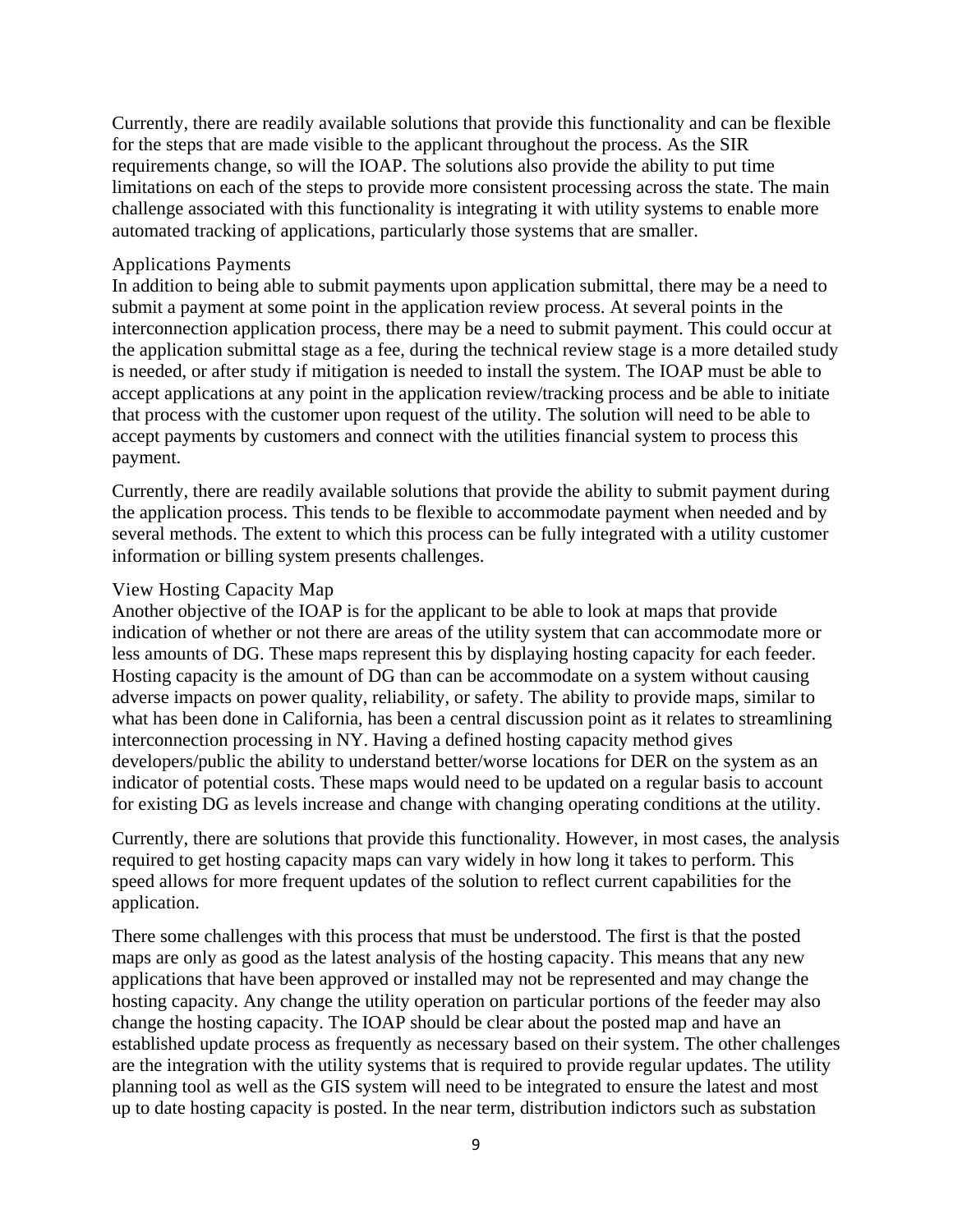Currently, there are readily available solutions that provide this functionality and can be flexible for the steps that are made visible to the applicant throughout the process. As the SIR requirements change, so will the IOAP. The solutions also provide the ability to put time limitations on each of the steps to provide more consistent processing across the state. The main challenge associated with this functionality is integrating it with utility systems to enable more automated tracking of applications, particularly those systems that are smaller.

### Applications Payments

In addition to being able to submit payments upon application submittal, there may be a need to submit a payment at some point in the application review process. At several points in the interconnection application process, there may be a need to submit payment. This could occur at the application submittal stage as a fee, during the technical review stage is a more detailed study is needed, or after study if mitigation is needed to install the system. The IOAP must be able to accept applications at any point in the application review/tracking process and be able to initiate that process with the customer upon request of the utility. The solution will need to be able to accept payments by customers and connect with the utilities financial system to process this payment.

Currently, there are readily available solutions that provide the ability to submit payment during the application process. This tends to be flexible to accommodate payment when needed and by several methods. The extent to which this process can be fully integrated with a utility customer information or billing system presents challenges.

### View Hosting Capacity Map

Another objective of the IOAP is for the applicant to be able to look at maps that provide indication of whether or not there are areas of the utility system that can accommodate more or less amounts of DG. These maps represent this by displaying hosting capacity for each feeder. Hosting capacity is the amount of DG than can be accommodate on a system without causing adverse impacts on power quality, reliability, or safety. The ability to provide maps, similar to what has been done in California, has been a central discussion point as it relates to streamlining interconnection processing in NY. Having a defined hosting capacity method gives developers/public the ability to understand better/worse locations for DER on the system as an indicator of potential costs. These maps would need to be updated on a regular basis to account for existing DG as levels increase and change with changing operating conditions at the utility.

Currently, there are solutions that provide this functionality. However, in most cases, the analysis required to get hosting capacity maps can vary widely in how long it takes to perform. This speed allows for more frequent updates of the solution to reflect current capabilities for the application.

There some challenges with this process that must be understood. The first is that the posted maps are only as good as the latest analysis of the hosting capacity. This means that any new applications that have been approved or installed may not be represented and may change the hosting capacity. Any change the utility operation on particular portions of the feeder may also change the hosting capacity. The IOAP should be clear about the posted map and have an established update process as frequently as necessary based on their system. The other challenges are the integration with the utility systems that is required to provide regular updates. The utility planning tool as well as the GIS system will need to be integrated to ensure the latest and most up to date hosting capacity is posted. In the near term, distribution indictors such as substation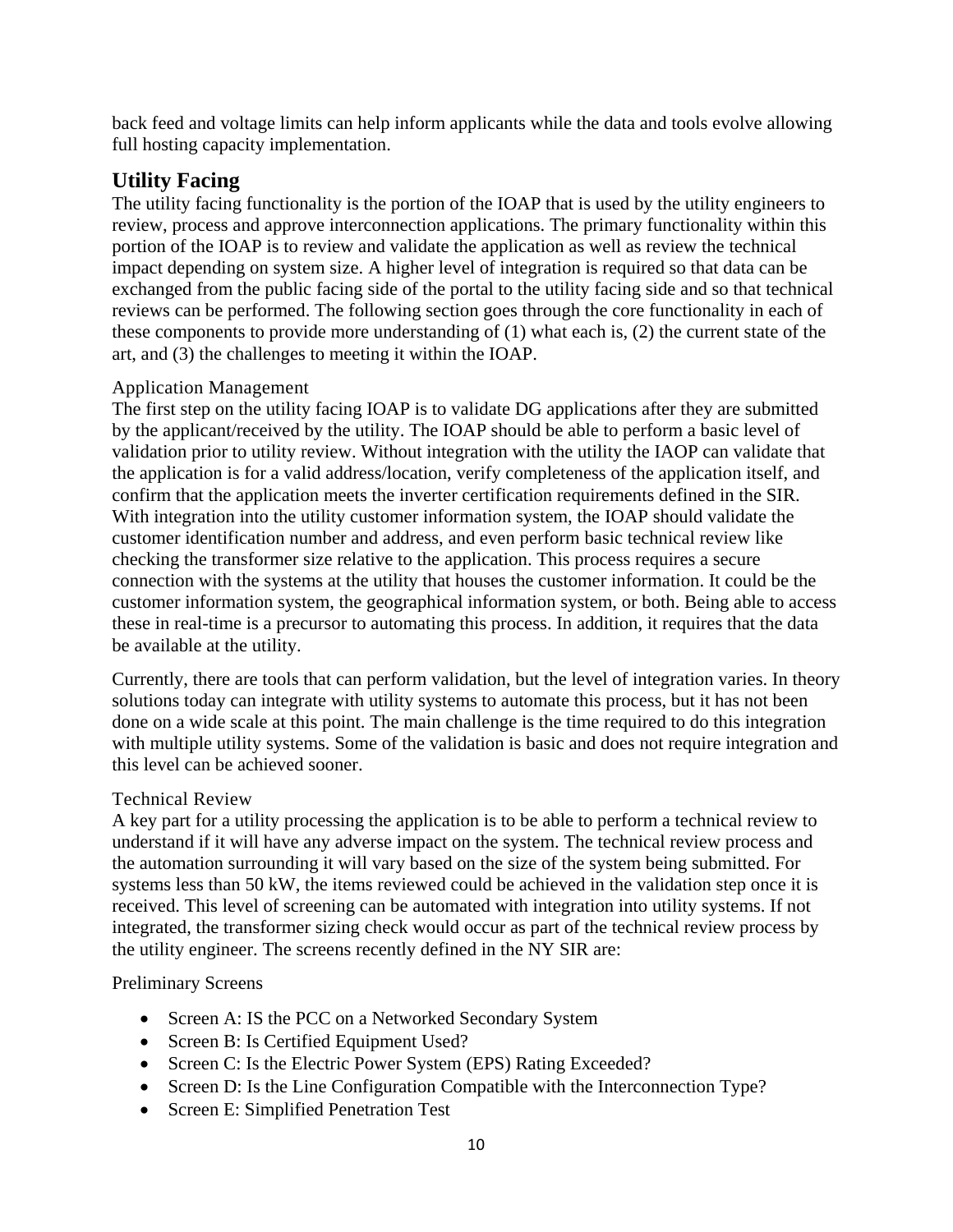back feed and voltage limits can help inform applicants while the data and tools evolve allowing full hosting capacity implementation.

## Utility Facing

The utility facing functionality is the portion of the IOAP that is used by the utility engineers to review, process and approve interconnection applications. The primary functionality within this portion of the IOAP is to review and validate the application as well as review the technical impact depending on system size. A higher level of integration is required so that data can be exchanged from the public facing side of the portal to the utility facing side and so that technical reviews can be performed. The following section goes through the core functionality in each of these components to provide more understanding of (1) what each is, (2) the current state of the art, and (3) the challenges to meeting it within the IOAP.

### Application Management

The first step on the utility facing IOAP is to validate DG applications after they are submitted by the applicant/received by the utility. The IOAP should be able to perform a basic level of validation prior to utility review. Without integration with the utility the IAOP can validate that the application is for a valid address/location, verify completeness of the application itself, and confirm that the application meets the inverter certification requirements defined in the SIR. With integration into the utility customer information system, the IOAP should validate the customer identification number and address, and even perform basic technical review like checking the transformer size relative to the application. This process requires a secure connection with the systems at the utility that houses the customer information. It could be the customer information system, the geographical information system, or both. Being able to access these in real-time is a precursor to automating this process. In addition, it requires that the data be available at the utility.

Currently, there are tools that can perform validation, but the level of integration varies. In theory solutions today can integrate with utility systems to automate this process, but it has not been done on a wide scale at this point. The main challenge is the time required to do this integration with multiple utility systems. Some of the validation is basic and does not require integration and this level can be achieved sooner.

### Technical Review

A key part for a utility processing the application is to be able to perform a technical review to understand if it will have any adverse impact on the system. The technical review process and the automation surrounding it will vary based on the size of the system being submitted. For systems less than 50 kW, the items reviewed could be achieved in the validation step once it is received. This level of screening can be automated with integration into utility systems. If not integrated, the transformer sizing check would occur as part of the technical review process by the utility engineer. The screens recently defined in the NY SIR are:

Preliminary Screens

- Screen A: IS the PCC on a Networked Secondary System
- Screen B: Is Certified Equipment Used?
- Screen C: Is the Electric Power System (EPS) Rating Exceeded?
- Screen D: Is the Line Configuration Compatible with the Interconnection Type?
- Screen E: Simplified Penetration Test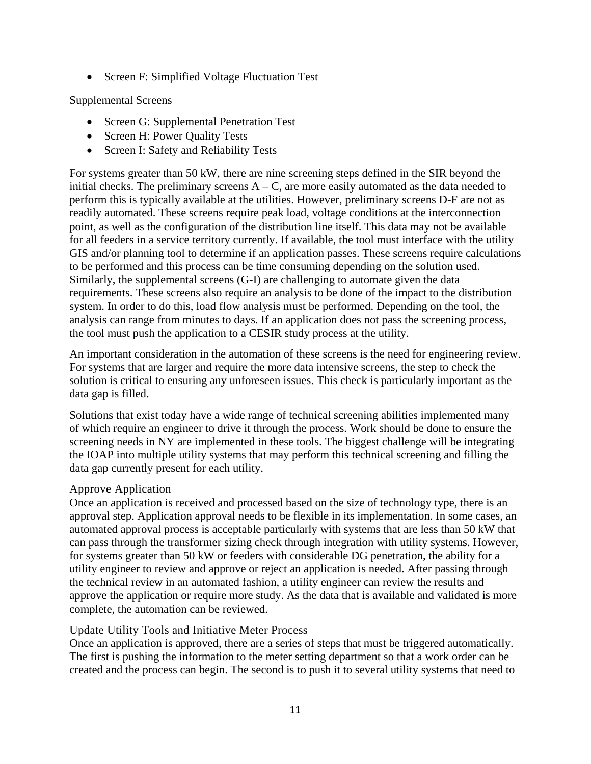- Screen F: Simplified Voltage Fluctuation Test

Supplemental Screens

- Screen G: Supplemental Penetration Test
- Screen H: Power Quality Tests
- Screen I: Safety and Reliability Tests

For systems greater than 50 kW, there are nine screening steps defined in the SIR beyond the initial checks. The preliminary screens A – C, are more easily automated as the data needed to perform this is typically available at the utilities. However, preliminary screens D-F are not as readily automated. These screens require peak load, voltage conditions at the interconnection point, as well as the configuration of the distribution line itself. This data may not be available for all feeders in a service territory currently. If available, the tool must interface with the utility GIS and/or planning tool to determine if an application passes. These screens require calculations to be performed and this process can be time consuming depending on the solution used. Similarly, the supplemental screens (G-I) are challenging to automate given the data requirements. These screens also require an analysis to be done of the impact to the distribution system. In order to do this, load flow analysis must be performed. Depending on the tool, the analysis can range from minutes to days. If an application does not pass the screening process, the tool must push the application to a CESIR study process at the utility.

An important consideration in the automation of these screens is the need for engineering review. For systems that are larger and require the more data intensive screens, the step to check the solution is critical to ensuring any unforeseen issues. This check is particularly important as the data gap is filled.

Solutions that exist today have a wide range of technical screening abilities implemented many of which require an engineer to drive it through the process. Work should be done to ensure the screening needs in NY are implemented in these tools. The biggest challenge will be integrating the IOAP into multiple utility systems that may perform this technical screening and filling the data gap currently present for each utility.

### Approve Application

Once an application is received and processed based on the size of technology type, there is an approval step. Application approval needs to be flexible in its implementation. In some cases, an automated approval process is acceptable particularly with systems that are less than 50 kW that can pass through the transformer sizing check through integration with utility systems. However, for systems greater than 50 kW or feeders with considerable DG penetration, the ability for a utility engineer to review and approve or reject an application is needed. After passing through the technical review in an automated fashion, a utility engineer can review the results and approve the application or require more study. As the data that is available and validated is more complete, the automation can be reviewed.

### Update Utility Tools and Initiative Meter Process

Once an application is approved, there are a series of steps that must be triggered automatically. The first is pushing the information to the meter setting department so that a work order can be created and the process can begin. The second is to push it to several utility systems that need to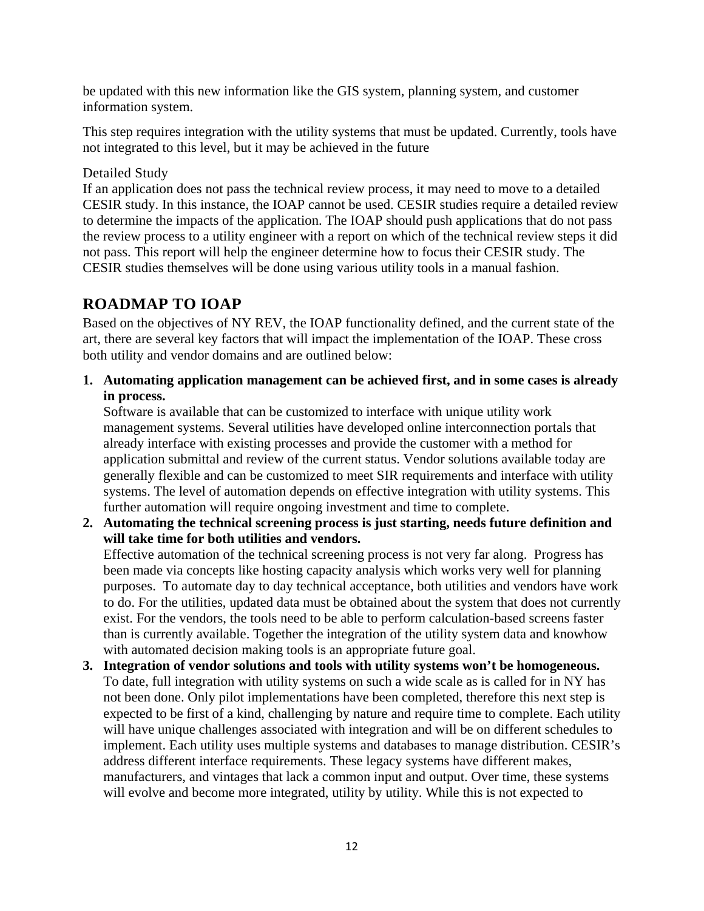be updated with this new information like the GIS system, planning system, and customer information system.

This step requires integration with the utility systems that must be updated. Currently, tools have not integrated to this level, but it may be achieved in the future

### Detailed Study

If an application does not pass the technical review process, it may need to move to a detailed CESIR study. In this instance, the IOAP cannot be used. CESIR studies require a detailed review to determine the impacts of the application. The IOAP should push applications that do not pass the review process to a utility engineer with a report on which of the technical review steps it did not pass. This report will help the engineer determine how to focus their CESIR study. The CESIR studies themselves will be done using various utility tools in a manual fashion.

## ROADMAP TO IOAP

Based on the objectives of NY REV, the IOAP functionality defined, and the current state of the art, there are several key factors that will impact the implementation of the IOAP. These cross both utility and vendor domains and are outlined below:

1. **Automating application management can be achieved first, and in some cases is already in process.**
   Software is available that can be customized to interface with unique utility work management systems. Several utilities have developed online interconnection portals that already interface with existing processes and provide the customer with a method for application submittal and review of the current status. Vendor solutions available today are generally flexible and can be customized to meet SIR requirements and interface with utility systems. The level of automation depends on effective integration with utility systems. This further automation will require ongoing investment and time to complete.
2. **Automating the technical screening process is just starting, needs future definition and will take time for both utilities and vendors.**
   Effective automation of the technical screening process is not very far along. Progress has been made via concepts like hosting capacity analysis which works very well for planning purposes. To automate day to day technical acceptance, both utilities and vendors have work to do. For the utilities, updated data must be obtained about the system that does not currently exist. For the vendors, the tools need to be able to perform calculation-based screens faster than is currently available. Together the integration of the utility system data and knowhow with automated decision making tools is an appropriate future goal.
3. **Integration of vendor solutions and tools with utility systems won't be homogeneous.**
   To date, full integration with utility systems on such a wide scale as is called for in NY has not been done. Only pilot implementations have been completed, therefore this next step is expected to be first of a kind, challenging by nature and require time to complete. Each utility will have unique challenges associated with integration and will be on different schedules to implement. Each utility uses multiple systems and databases to manage distribution. CESIR's address different interface requirements. These legacy systems have different makes, manufacturers, and vintages that lack a common input and output. Over time, these systems will evolve and become more integrated, utility by utility. While this is not expected to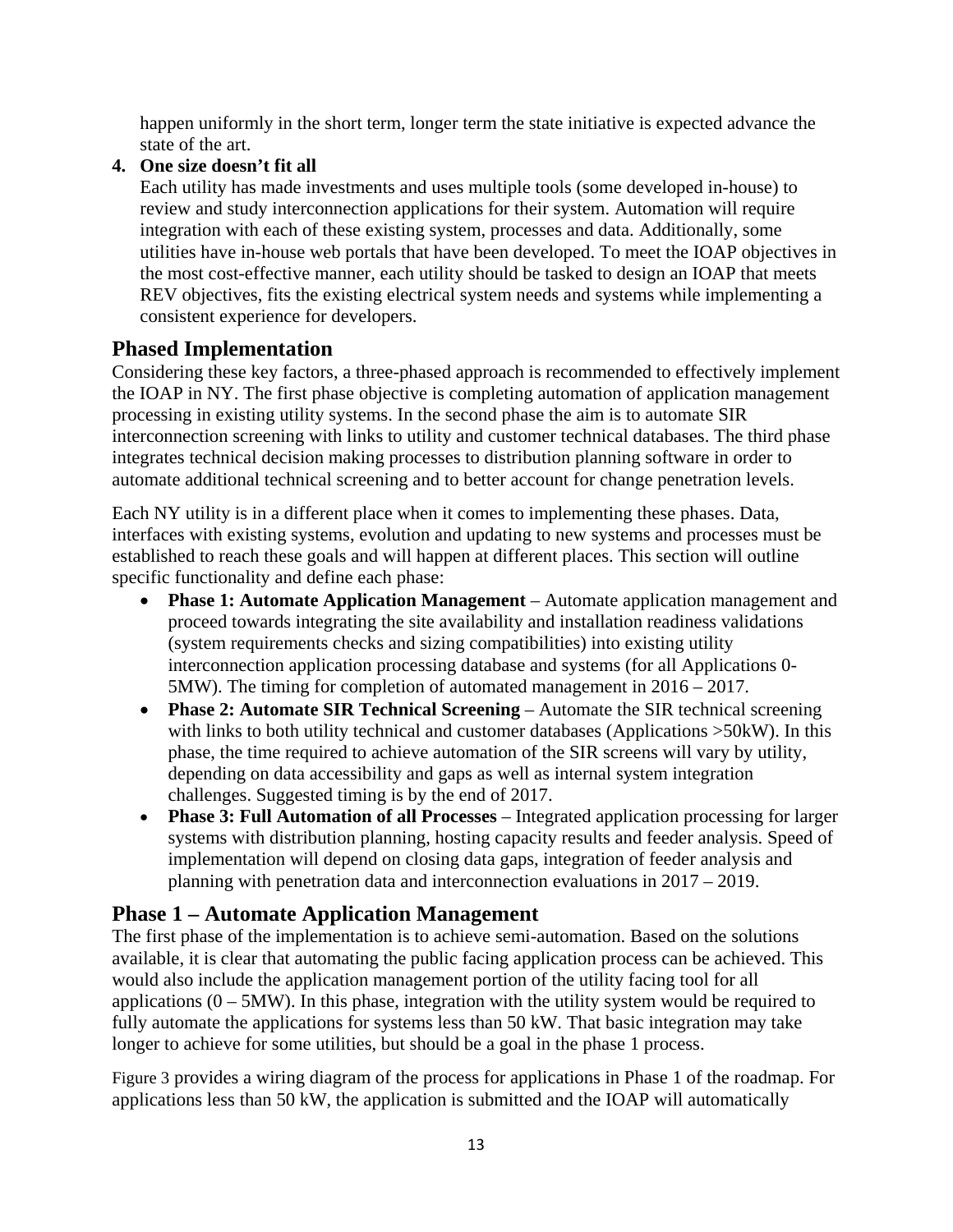happen uniformly in the short term, longer term the state initiative is expected advance the state of the art.

4. **One size doesn't fit all**
   Each utility has made investments and uses multiple tools (some developed in-house) to review and study interconnection applications for their system. Automation will require integration with each of these existing system, processes and data. Additionally, some utilities have in-house web portals that have been developed. To meet the IOAP objectives in the most cost-effective manner, each utility should be tasked to design an IOAP that meets REV objectives, fits the existing electrical system needs and systems while implementing a consistent experience for developers.

## Phased Implementation

Considering these key factors, a three-phased approach is recommended to effectively implement the IOAP in NY. The first phase objective is completing automation of application management processing in existing utility systems. In the second phase the aim is to automate SIR interconnection screening with links to utility and customer technical databases. The third phase integrates technical decision making processes to distribution planning software in order to automate additional technical screening and to better account for change penetration levels.

Each NY utility is in a different place when it comes to implementing these phases. Data, interfaces with existing systems, evolution and updating to new systems and processes must be established to reach these goals and will happen at different places. This section will outline specific functionality and define each phase:

- **Phase 1: Automate Application Management** – Automate application management and proceed towards integrating the site availability and installation readiness validations (system requirements checks and sizing compatibilities) into existing utility interconnection application processing database and systems (for all Applications 0-5MW). The timing for completion of automated management in 2016 – 2017.
- **Phase 2: Automate SIR Technical Screening** – Automate the SIR technical screening with links to both utility technical and customer databases (Applications >50kW). In this phase, the time required to achieve automation of the SIR screens will vary by utility, depending on data accessibility and gaps as well as internal system integration challenges. Suggested timing is by the end of 2017.
- **Phase 3: Full Automation of all Processes** – Integrated application processing for larger systems with distribution planning, hosting capacity results and feeder analysis. Speed of implementation will depend on closing data gaps, integration of feeder analysis and planning with penetration data and interconnection evaluations in 2017 – 2019.

## Phase 1 – Automate Application Management

The first phase of the implementation is to achieve semi-automation. Based on the solutions available, it is clear that automating the public facing application process can be achieved. This would also include the application management portion of the utility facing tool for all applications (0 – 5MW). In this phase, integration with the utility system would be required to fully automate the applications for systems less than 50 kW. That basic integration may take longer to achieve for some utilities, but should be a goal in the phase 1 process.

Figure 3 provides a wiring diagram of the process for applications in Phase 1 of the roadmap. For applications less than 50 kW, the application is submitted and the IOAP will automatically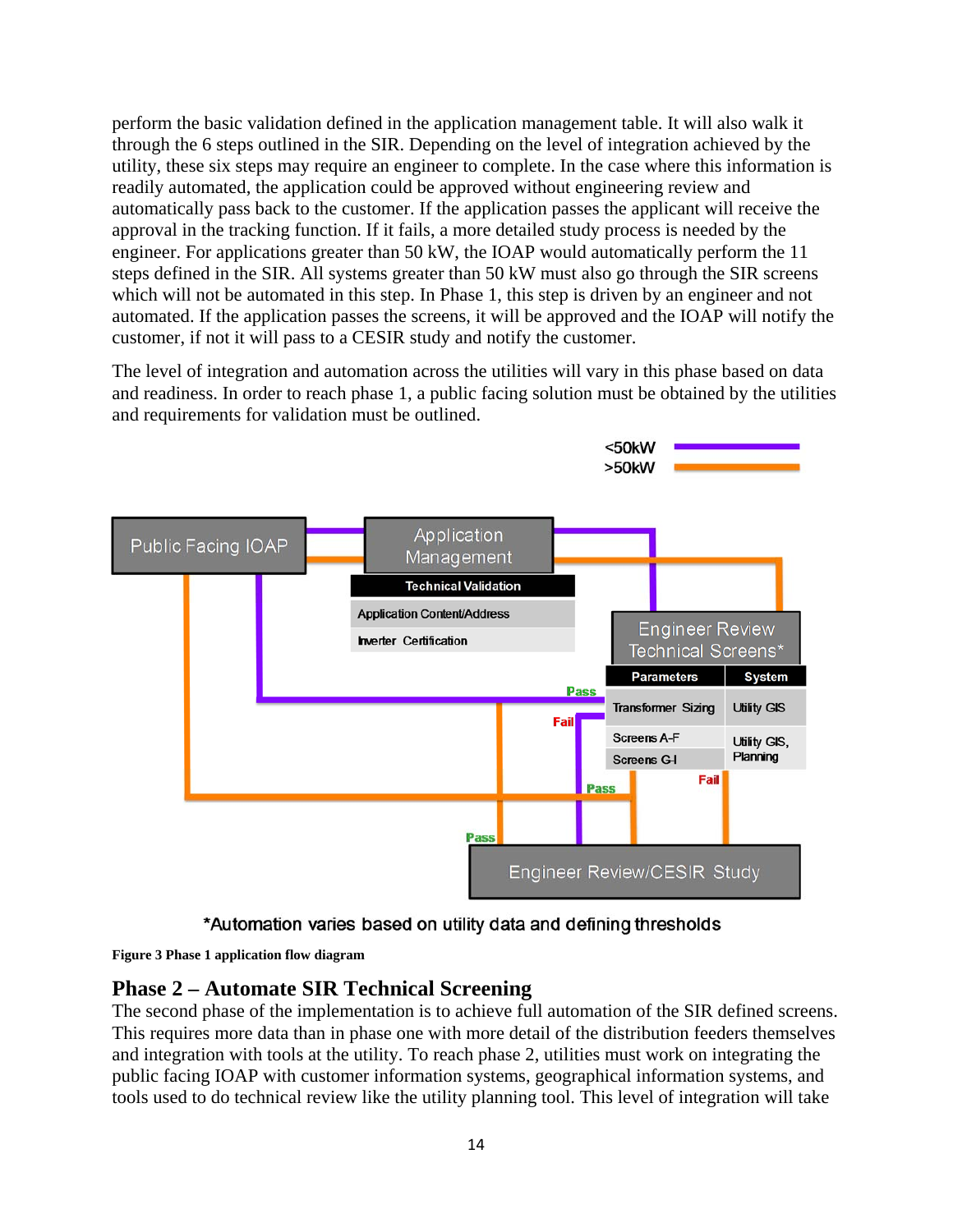perform the basic validation defined in the application management table. It will also walk it through the 6 steps outlined in the SIR. Depending on the level of integration achieved by the utility, these six steps may require an engineer to complete. In the case where this information is readily automated, the application could be approved without engineering review and automatically pass back to the customer. If the application passes the applicant will receive the approval in the tracking function. If it fails, a more detailed study process is needed by the engineer. For applications greater than 50 kW, the IOAP would automatically perform the 11 steps defined in the SIR. All systems greater than 50 kW must also go through the SIR screens which will not be automated in this step. In Phase 1, this step is driven by an engineer and not automated. If the application passes the screens, it will be approved and the IOAP will notify the customer, if not it will pass to a CESIR study and notify the customer.

The level of integration and automation across the utilities will vary in this phase based on data and readiness. In order to reach phase 1, a public facing solution must be obtained by the utilities and requirements for validation must be outlined.

<50kW
>50kW

Public Facing IOAP

Application Management

| Technical Validation |
| --- |
| Application Content/Address |
| Inverter Certification |

Engineer Review Technical Screens*

| Parameters | System |
| --- | --- |
| Transformer Sizing | Utility GIS |
| Screens A-F | Utility GIS, Planning |
| Screens G-I | |

Pass Fail Pass Fail Pass

Engineer Review/CESIR Study

*Automation varies based on utility data and defining thresholds

**Figure 3 Phase 1 application flow diagram**

## Phase 2 – Automate SIR Technical Screening

The second phase of the implementation is to achieve full automation of the SIR defined screens. This requires more data than in phase one with more detail of the distribution feeders themselves and integration with tools at the utility. To reach phase 2, utilities must work on integrating the public facing IOAP with customer information systems, geographical information systems, and tools used to do technical review like the utility planning tool. This level of integration will take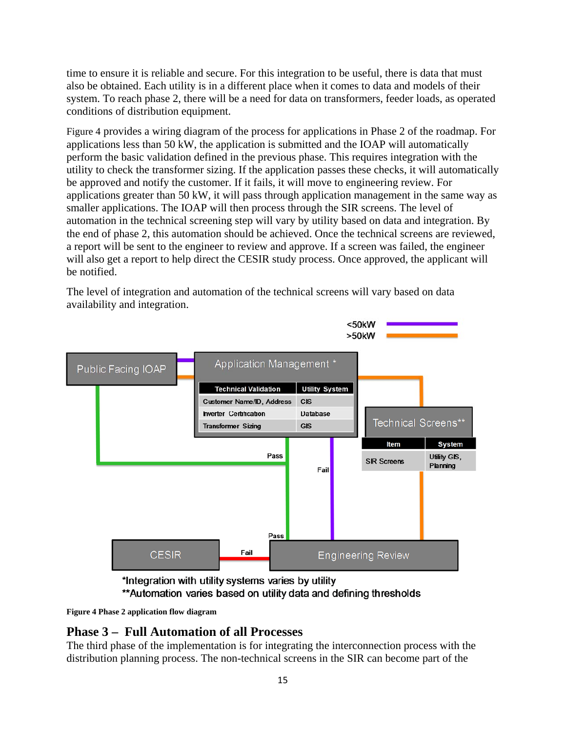time to ensure it is reliable and secure. For this integration to be useful, there is data that must also be obtained. Each utility is in a different place when it comes to data and models of their system. To reach phase 2, there will be a need for data on transformers, feeder loads, as operated conditions of distribution equipment.

Figure 4 provides a wiring diagram of the process for applications in Phase 2 of the roadmap. For applications less than 50 kW, the application is submitted and the IOAP will automatically perform the basic validation defined in the previous phase. This requires integration with the utility to check the transformer sizing. If the application passes these checks, it will automatically be approved and notify the customer. If it fails, it will move to engineering review. For applications greater than 50 kW, it will pass through application management in the same way as smaller applications. The IOAP will then process through the SIR screens. The level of automation in the technical screening step will vary by utility based on data and integration. By the end of phase 2, this automation should be achieved. Once the technical screens are reviewed, a report will be sent to the engineer to review and approve. If a screen was failed, the engineer will also get a report to help direct the CESIR study process. Once approved, the applicant will be notified.

The level of integration and automation of the technical screens will vary based on data availability and integration.

<50kW
>50kW

Public Facing IOAP

Application Management *

| Technical Validation | Utility System |
|---|---|
| Customer Name/ID, Address | CIS |
| Inverter Certification | Database |
| Transformer Sizing | GIS |

Technical Screens**

| Item | System |
|---|---|
| SIR Screens | Utility GIS, Planning |

Pass

Fail

Pass

CESIR

Fail

Engineering Review

*Integration with utility systems varies by utility
**Automation varies based on utility data and defining thresholds

**Figure 4 Phase 2 application flow diagram**

## Phase 3 – Full Automation of all Processes

The third phase of the implementation is for integrating the interconnection process with the distribution planning process. The non-technical screens in the SIR can become part of the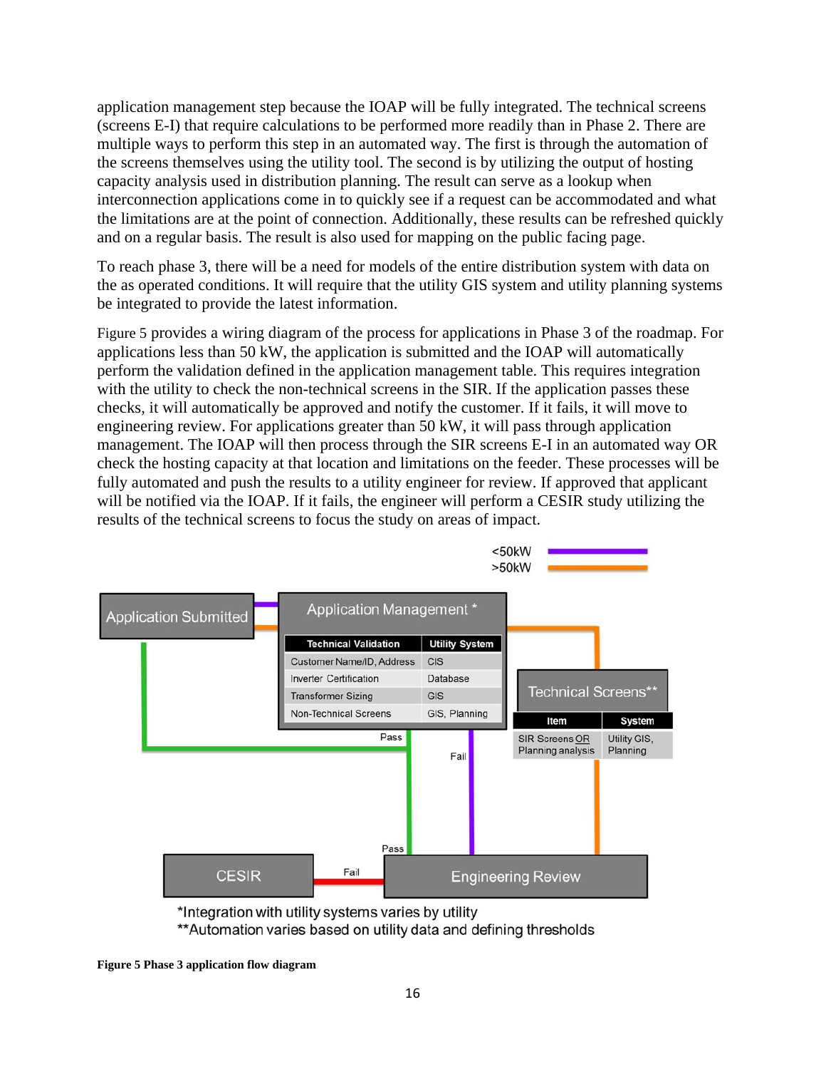application management step because the IOAP will be fully integrated. The technical screens (screens E-I) that require calculations to be performed more readily than in Phase 2. There are multiple ways to perform this step in an automated way. The first is through the automation of the screens themselves using the utility tool. The second is by utilizing the output of hosting capacity analysis used in distribution planning. The result can serve as a lookup when interconnection applications come in to quickly see if a request can be accommodated and what the limitations are at the point of connection. Additionally, these results can be refreshed quickly and on a regular basis. The result is also used for mapping on the public facing page.

To reach phase 3, there will be a need for models of the entire distribution system with data on the as operated conditions. It will require that the utility GIS system and utility planning systems be integrated to provide the latest information.

Figure 5 provides a wiring diagram of the process for applications in Phase 3 of the roadmap. For applications less than 50 kW, the application is submitted and the IOAP will automatically perform the validation defined in the application management table. This requires integration with the utility to check the non-technical screens in the SIR. If the application passes these checks, it will automatically be approved and notify the customer. If it fails, it will move to engineering review. For applications greater than 50 kW, it will pass through application management. The IOAP will then process through the SIR screens E-I in an automated way OR check the hosting capacity at that location and limitations on the feeder. These processes will be fully automated and push the results to a utility engineer for review. If approved that applicant will be notified via the IOAP. If it fails, the engineer will perform a CESIR study utilizing the results of the technical screens to focus the study on areas of impact.

**Figure 5 Phase 3 application flow diagram**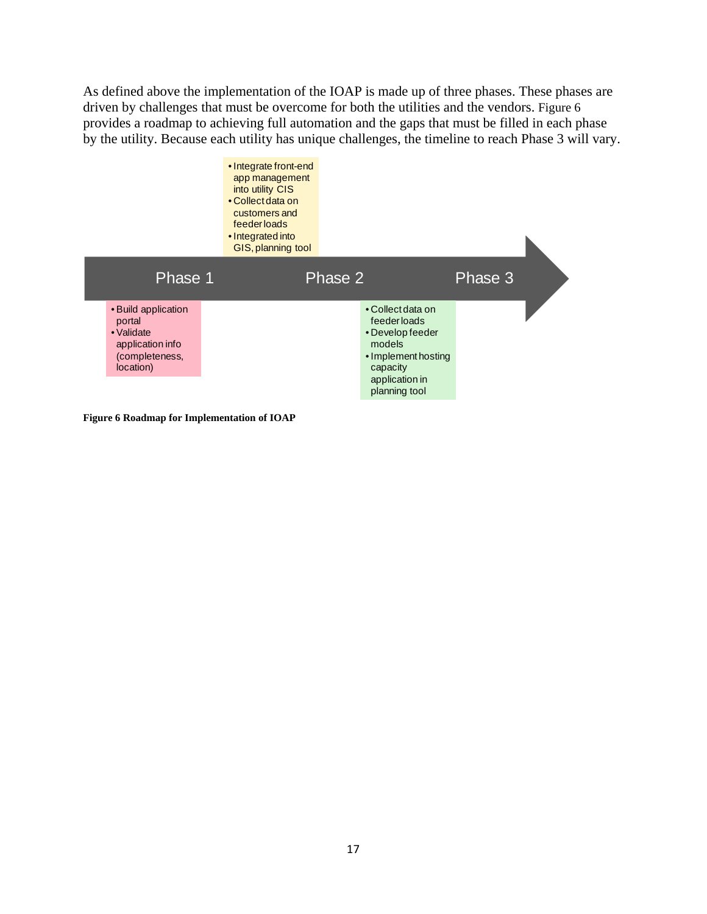As defined above the implementation of the IOAP is made up of three phases. These phases are driven by challenges that must be overcome for both the utilities and the vendors. Figure 6 provides a roadmap to achieving full automation and the gaps that must be filled in each phase by the utility. Because each utility has unique challenges, the timeline to reach Phase 3 will vary.

Phase 1

- Build application portal
- Validate application info (completeness, location)

Phase 2

- Integrate front-end app management into utility CIS
- Collect data on customers and feeder loads
- Integrated into GIS, planning tool

Phase 3

- Collect data on feeder loads
- Develop feeder models
- Implement hosting capacity application in planning tool

**Figure 6 Roadmap for Implementation of IOAP**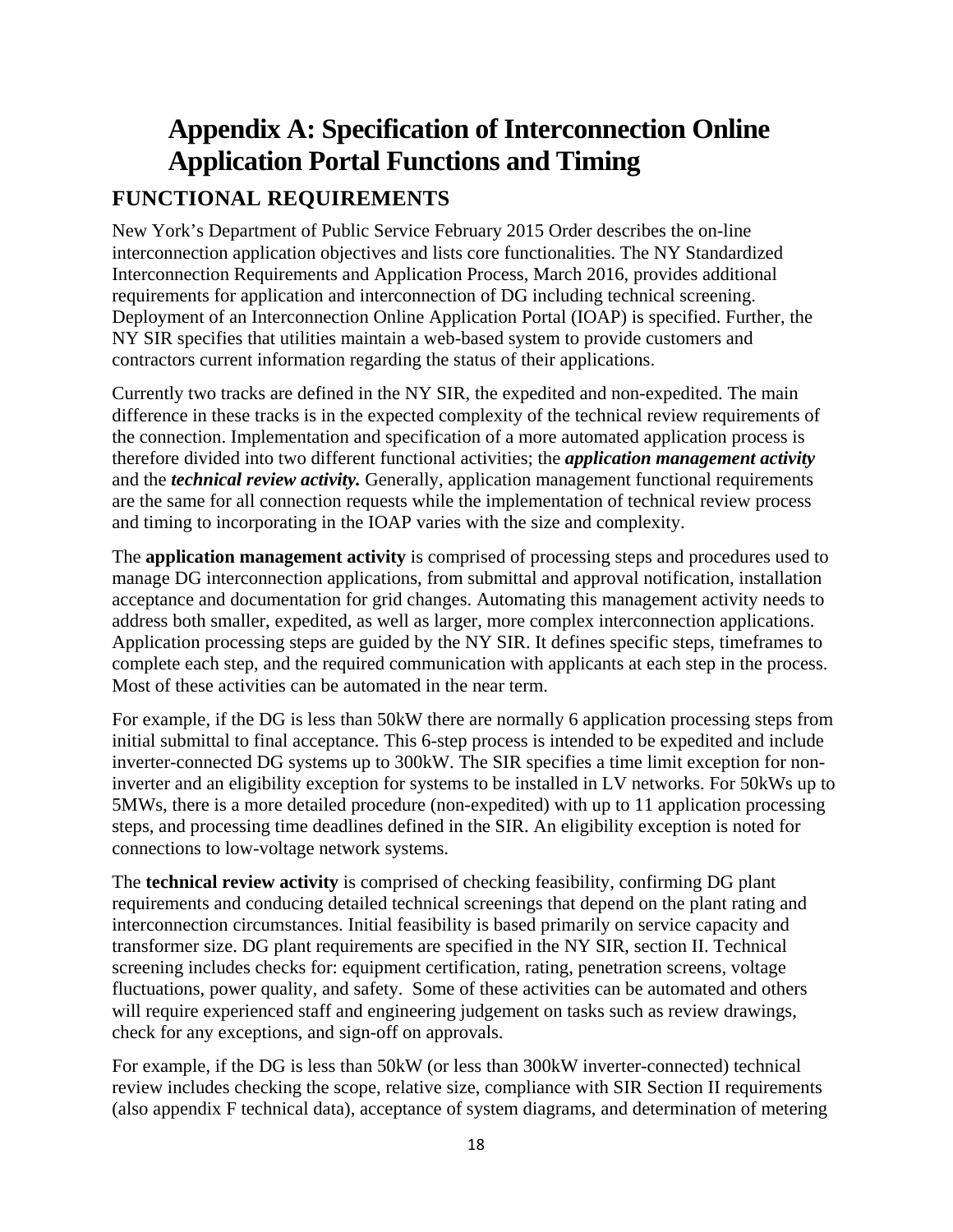# Appendix A: Specification of Interconnection Online Application Portal Functions and Timing

## FUNCTIONAL REQUIREMENTS

New York's Department of Public Service February 2015 Order describes the on-line interconnection application objectives and lists core functionalities. The NY Standardized Interconnection Requirements and Application Process, March 2016, provides additional requirements for application and interconnection of DG including technical screening. Deployment of an Interconnection Online Application Portal (IOAP) is specified. Further, the NY SIR specifies that utilities maintain a web-based system to provide customers and contractors current information regarding the status of their applications.

Currently two tracks are defined in the NY SIR, the expedited and non-expedited. The main difference in these tracks is in the expected complexity of the technical review requirements of the connection. Implementation and specification of a more automated application process is therefore divided into two different functional activities; the ***application management activity*** and the ***technical review activity.*** Generally, application management functional requirements are the same for all connection requests while the implementation of technical review process and timing to incorporating in the IOAP varies with the size and complexity.

The **application management activity** is comprised of processing steps and procedures used to manage DG interconnection applications, from submittal and approval notification, installation acceptance and documentation for grid changes. Automating this management activity needs to address both smaller, expedited, as well as larger, more complex interconnection applications. Application processing steps are guided by the NY SIR. It defines specific steps, timeframes to complete each step, and the required communication with applicants at each step in the process. Most of these activities can be automated in the near term.

For example, if the DG is less than 50kW there are normally 6 application processing steps from initial submittal to final acceptance. This 6-step process is intended to be expedited and include inverter-connected DG systems up to 300kW. The SIR specifies a time limit exception for non-inverter and an eligibility exception for systems to be installed in LV networks. For 50kWs up to 5MWs, there is a more detailed procedure (non-expedited) with up to 11 application processing steps, and processing time deadlines defined in the SIR. An eligibility exception is noted for connections to low-voltage network systems.

The **technical review activity** is comprised of checking feasibility, confirming DG plant requirements and conducing detailed technical screenings that depend on the plant rating and interconnection circumstances. Initial feasibility is based primarily on service capacity and transformer size. DG plant requirements are specified in the NY SIR, section II. Technical screening includes checks for: equipment certification, rating, penetration screens, voltage fluctuations, power quality, and safety. Some of these activities can be automated and others will require experienced staff and engineering judgement on tasks such as review drawings, check for any exceptions, and sign-off on approvals.

For example, if the DG is less than 50kW (or less than 300kW inverter-connected) technical review includes checking the scope, relative size, compliance with SIR Section II requirements (also appendix F technical data), acceptance of system diagrams, and determination of metering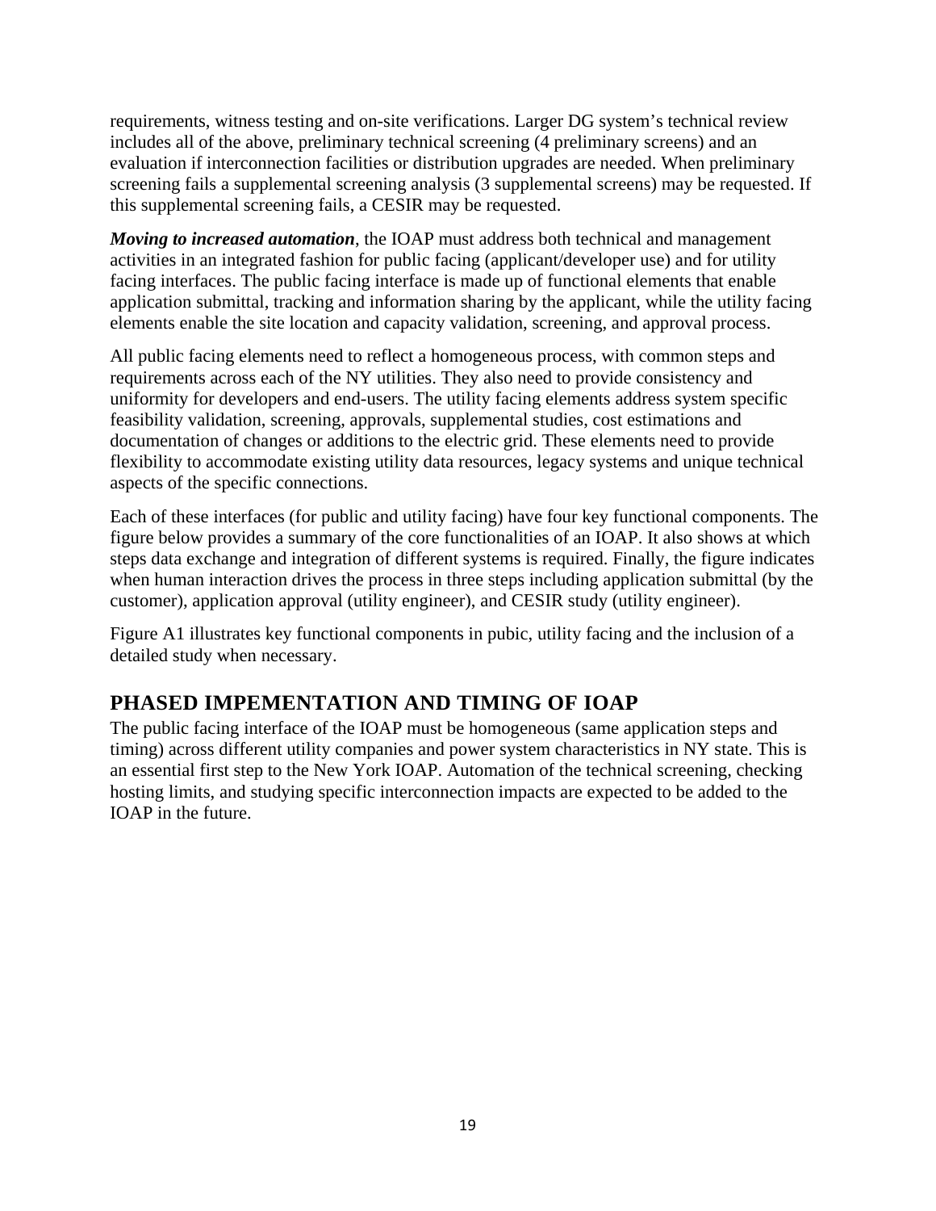requirements, witness testing and on-site verifications. Larger DG system's technical review includes all of the above, preliminary technical screening (4 preliminary screens) and an evaluation if interconnection facilities or distribution upgrades are needed. When preliminary screening fails a supplemental screening analysis (3 supplemental screens) may be requested. If this supplemental screening fails, a CESIR may be requested.

***Moving to increased automation***, the IOAP must address both technical and management activities in an integrated fashion for public facing (applicant/developer use) and for utility facing interfaces. The public facing interface is made up of functional elements that enable application submittal, tracking and information sharing by the applicant, while the utility facing elements enable the site location and capacity validation, screening, and approval process.

All public facing elements need to reflect a homogeneous process, with common steps and requirements across each of the NY utilities. They also need to provide consistency and uniformity for developers and end-users. The utility facing elements address system specific feasibility validation, screening, approvals, supplemental studies, cost estimations and documentation of changes or additions to the electric grid. These elements need to provide flexibility to accommodate existing utility data resources, legacy systems and unique technical aspects of the specific connections.

Each of these interfaces (for public and utility facing) have four key functional components. The figure below provides a summary of the core functionalities of an IOAP. It also shows at which steps data exchange and integration of different systems is required. Finally, the figure indicates when human interaction drives the process in three steps including application submittal (by the customer), application approval (utility engineer), and CESIR study (utility engineer).

Figure A1 illustrates key functional components in pubic, utility facing and the inclusion of a detailed study when necessary.

## PHASED IMPEMENTATION AND TIMING OF IOAP

The public facing interface of the IOAP must be homogeneous (same application steps and timing) across different utility companies and power system characteristics in NY state. This is an essential first step to the New York IOAP. Automation of the technical screening, checking hosting limits, and studying specific interconnection impacts are expected to be added to the IOAP in the future.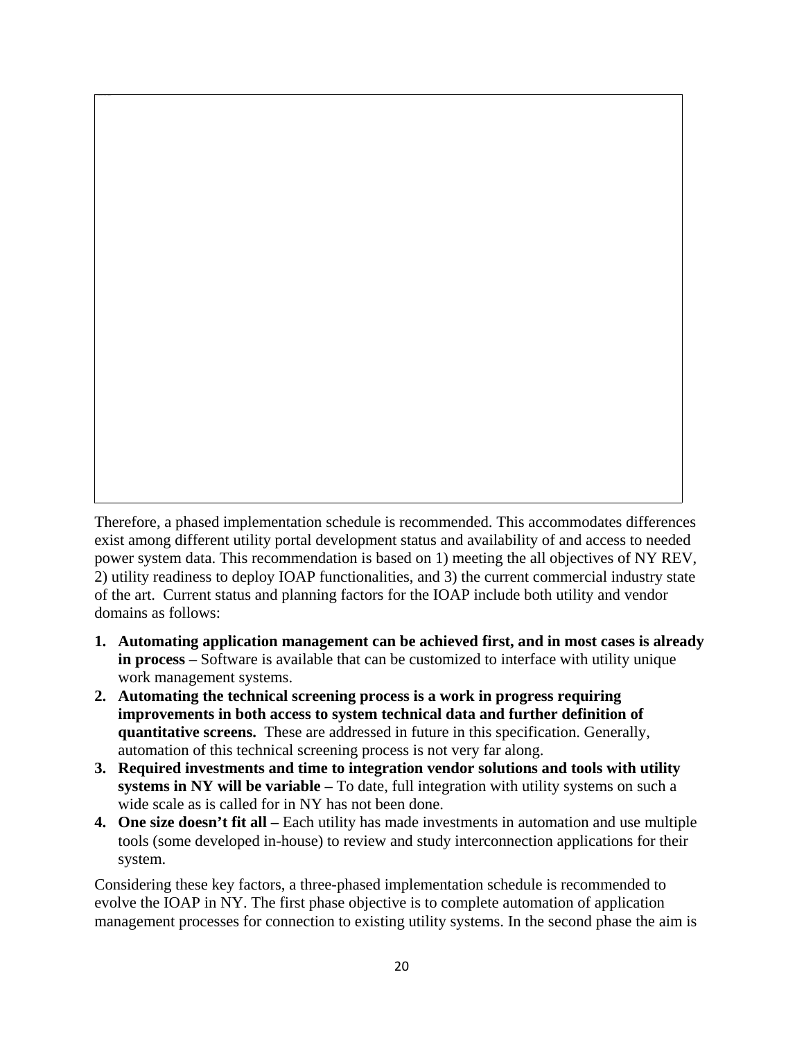Therefore, a phased implementation schedule is recommended. This accommodates differences exist among different utility portal development status and availability of and access to needed power system data. This recommendation is based on 1) meeting the all objectives of NY REV, 2) utility readiness to deploy IOAP functionalities, and 3) the current commercial industry state of the art. Current status and planning factors for the IOAP include both utility and vendor domains as follows:

1. **Automating application management can be achieved first, and in most cases is already in process** – Software is available that can be customized to interface with utility unique work management systems.
2. **Automating the technical screening process is a work in progress requiring improvements in both access to system technical data and further definition of quantitative screens.** These are addressed in future in this specification. Generally, automation of this technical screening process is not very far along.
3. **Required investments and time to integration vendor solutions and tools with utility systems in NY will be variable –** To date, full integration with utility systems on such a wide scale as is called for in NY has not been done.
4. **One size doesn't fit all –** Each utility has made investments in automation and use multiple tools (some developed in-house) to review and study interconnection applications for their system.

Considering these key factors, a three-phased implementation schedule is recommended to evolve the IOAP in NY. The first phase objective is to complete automation of application management processes for connection to existing utility systems. In the second phase the aim is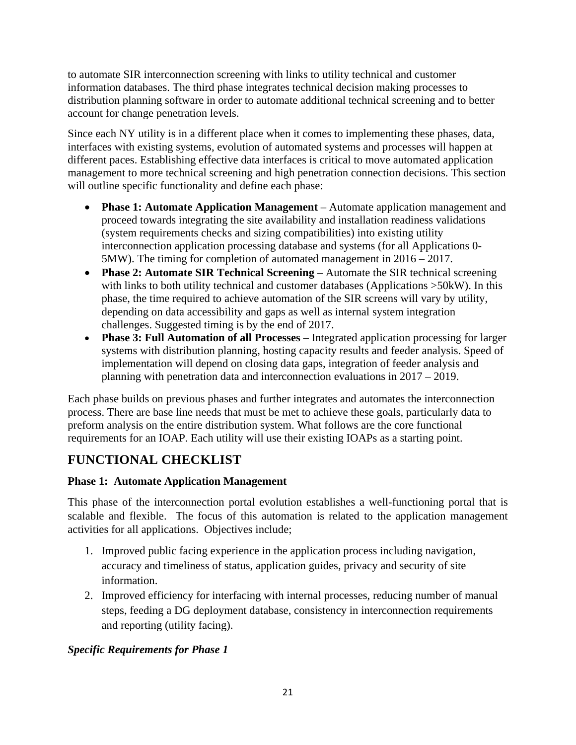to automate SIR interconnection screening with links to utility technical and customer information databases. The third phase integrates technical decision making processes to distribution planning software in order to automate additional technical screening and to better account for change penetration levels.

Since each NY utility is in a different place when it comes to implementing these phases, data, interfaces with existing systems, evolution of automated systems and processes will happen at different paces. Establishing effective data interfaces is critical to move automated application management to more technical screening and high penetration connection decisions. This section will outline specific functionality and define each phase:

- **Phase 1: Automate Application Management** – Automate application management and proceed towards integrating the site availability and installation readiness validations (system requirements checks and sizing compatibilities) into existing utility interconnection application processing database and systems (for all Applications 0-5MW). The timing for completion of automated management in 2016 – 2017.
- **Phase 2: Automate SIR Technical Screening** – Automate the SIR technical screening with links to both utility technical and customer databases (Applications >50kW). In this phase, the time required to achieve automation of the SIR screens will vary by utility, depending on data accessibility and gaps as well as internal system integration challenges. Suggested timing is by the end of 2017.
- **Phase 3: Full Automation of all Processes** – Integrated application processing for larger systems with distribution planning, hosting capacity results and feeder analysis. Speed of implementation will depend on closing data gaps, integration of feeder analysis and planning with penetration data and interconnection evaluations in 2017 – 2019.

Each phase builds on previous phases and further integrates and automates the interconnection process. There are base line needs that must be met to achieve these goals, particularly data to preform analysis on the entire distribution system. What follows are the core functional requirements for an IOAP. Each utility will use their existing IOAPs as a starting point.

## FUNCTIONAL CHECKLIST

### Phase 1: Automate Application Management

This phase of the interconnection portal evolution establishes a well-functioning portal that is scalable and flexible. The focus of this automation is related to the application management activities for all applications. Objectives include;

1. Improved public facing experience in the application process including navigation, accuracy and timeliness of status, application guides, privacy and security of site information.
2. Improved efficiency for interfacing with internal processes, reducing number of manual steps, feeding a DG deployment database, consistency in interconnection requirements and reporting (utility facing).

#### *Specific Requirements for Phase 1*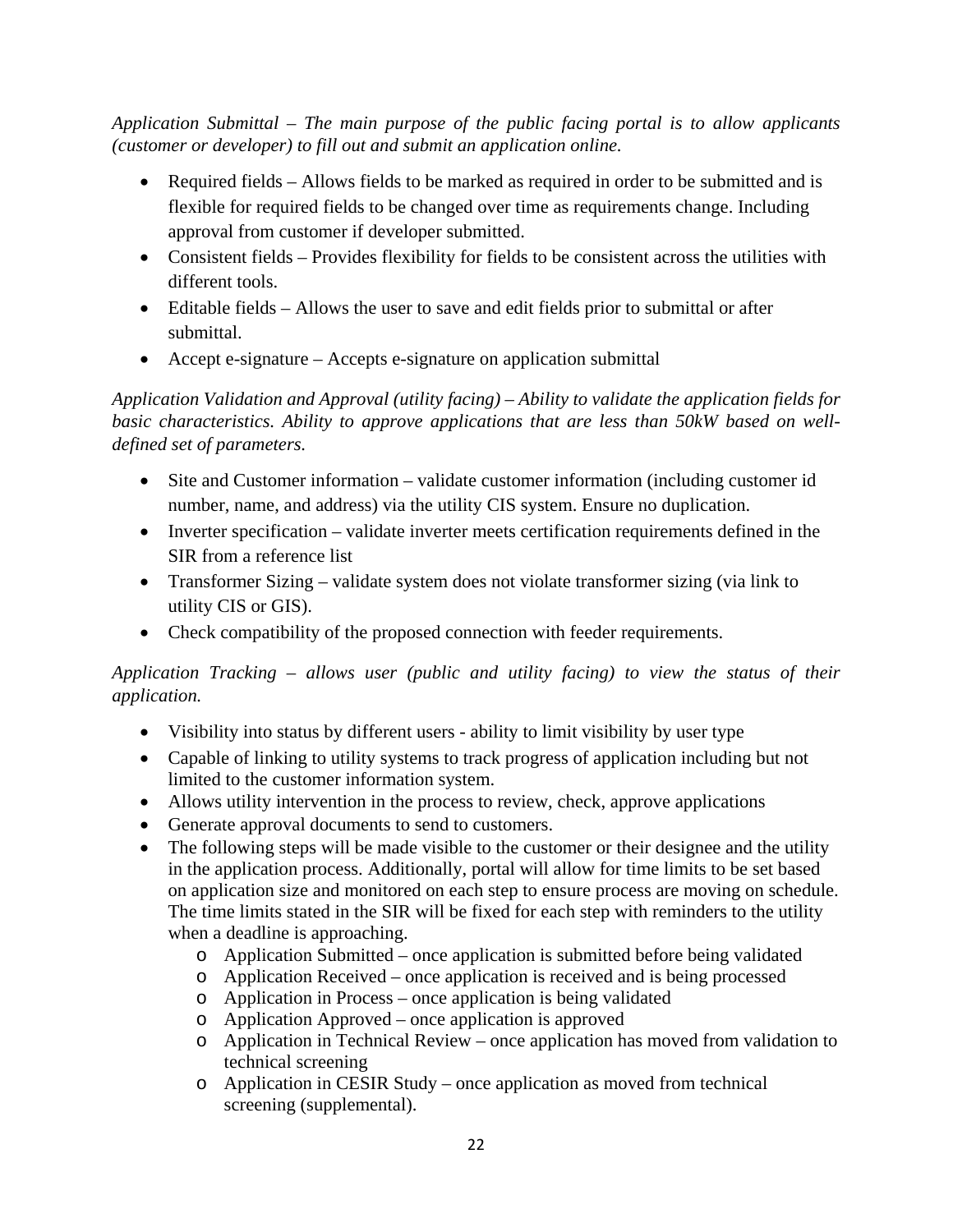*Application Submittal – The main purpose of the public facing portal is to allow applicants (customer or developer) to fill out and submit an application online.*

- Required fields – Allows fields to be marked as required in order to be submitted and is flexible for required fields to be changed over time as requirements change. Including approval from customer if developer submitted.
- Consistent fields – Provides flexibility for fields to be consistent across the utilities with different tools.
- Editable fields – Allows the user to save and edit fields prior to submittal or after submittal.
- Accept e-signature – Accepts e-signature on application submittal

*Application Validation and Approval (utility facing) – Ability to validate the application fields for basic characteristics. Ability to approve applications that are less than 50kW based on well-defined set of parameters.*

- Site and Customer information – validate customer information (including customer id number, name, and address) via the utility CIS system. Ensure no duplication.
- Inverter specification – validate inverter meets certification requirements defined in the SIR from a reference list
- Transformer Sizing – validate system does not violate transformer sizing (via link to utility CIS or GIS).
- Check compatibility of the proposed connection with feeder requirements.

*Application Tracking – allows user (public and utility facing) to view the status of their application.*

- Visibility into status by different users - ability to limit visibility by user type
- Capable of linking to utility systems to track progress of application including but not limited to the customer information system.
- Allows utility intervention in the process to review, check, approve applications
- Generate approval documents to send to customers.
- The following steps will be made visible to the customer or their designee and the utility in the application process. Additionally, portal will allow for time limits to be set based on application size and monitored on each step to ensure process are moving on schedule. The time limits stated in the SIR will be fixed for each step with reminders to the utility when a deadline is approaching.
  - Application Submitted – once application is submitted before being validated
  - Application Received – once application is received and is being processed
  - Application in Process – once application is being validated
  - Application Approved – once application is approved
  - Application in Technical Review – once application has moved from validation to technical screening
  - Application in CESIR Study – once application as moved from technical screening (supplemental).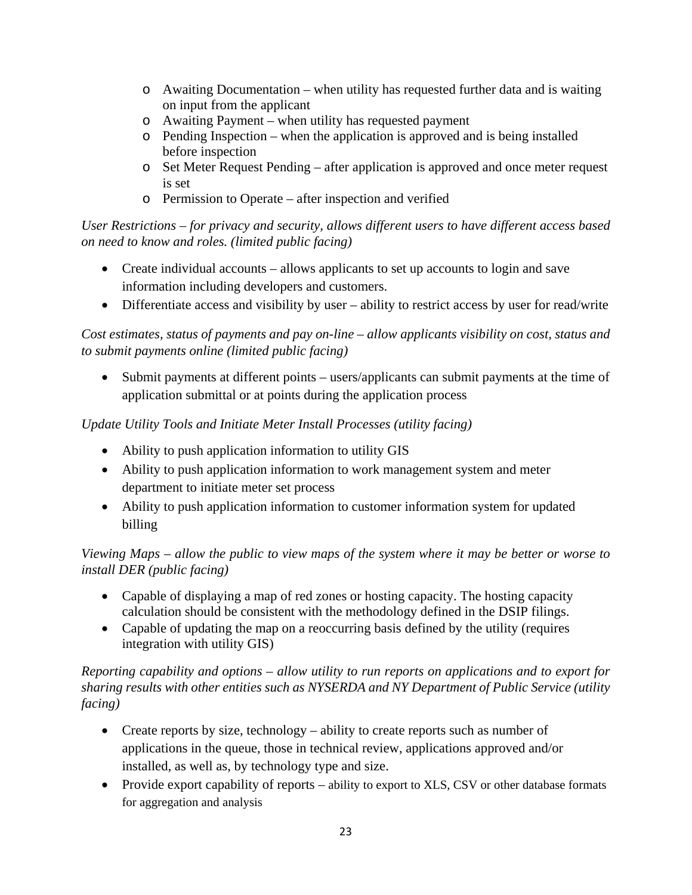- Awaiting Documentation – when utility has requested further data and is waiting on input from the applicant
  - Awaiting Payment – when utility has requested payment
  - Pending Inspection – when the application is approved and is being installed before inspection
  - Set Meter Request Pending – after application is approved and once meter request is set
  - Permission to Operate – after inspection and verified

*User Restrictions – for privacy and security, allows different users to have different access based on need to know and roles. (limited public facing)*

- Create individual accounts – allows applicants to set up accounts to login and save information including developers and customers.
- Differentiate access and visibility by user – ability to restrict access by user for read/write

*Cost estimates, status of payments and pay on-line – allow applicants visibility on cost, status and to submit payments online (limited public facing)*

- Submit payments at different points – users/applicants can submit payments at the time of application submittal or at points during the application process

*Update Utility Tools and Initiate Meter Install Processes (utility facing)*

- Ability to push application information to utility GIS
- Ability to push application information to work management system and meter department to initiate meter set process
- Ability to push application information to customer information system for updated billing

*Viewing Maps – allow the public to view maps of the system where it may be better or worse to install DER (public facing)*

- Capable of displaying a map of red zones or hosting capacity. The hosting capacity calculation should be consistent with the methodology defined in the DSIP filings.
- Capable of updating the map on a reoccurring basis defined by the utility (requires integration with utility GIS)

*Reporting capability and options – allow utility to run reports on applications and to export for sharing results with other entities such as NYSERDA and NY Department of Public Service (utility facing)*

- Create reports by size, technology – ability to create reports such as number of applications in the queue, those in technical review, applications approved and/or installed, as well as, by technology type and size.
- Provide export capability of reports – ability to export to XLS, CSV or other database formats for aggregation and analysis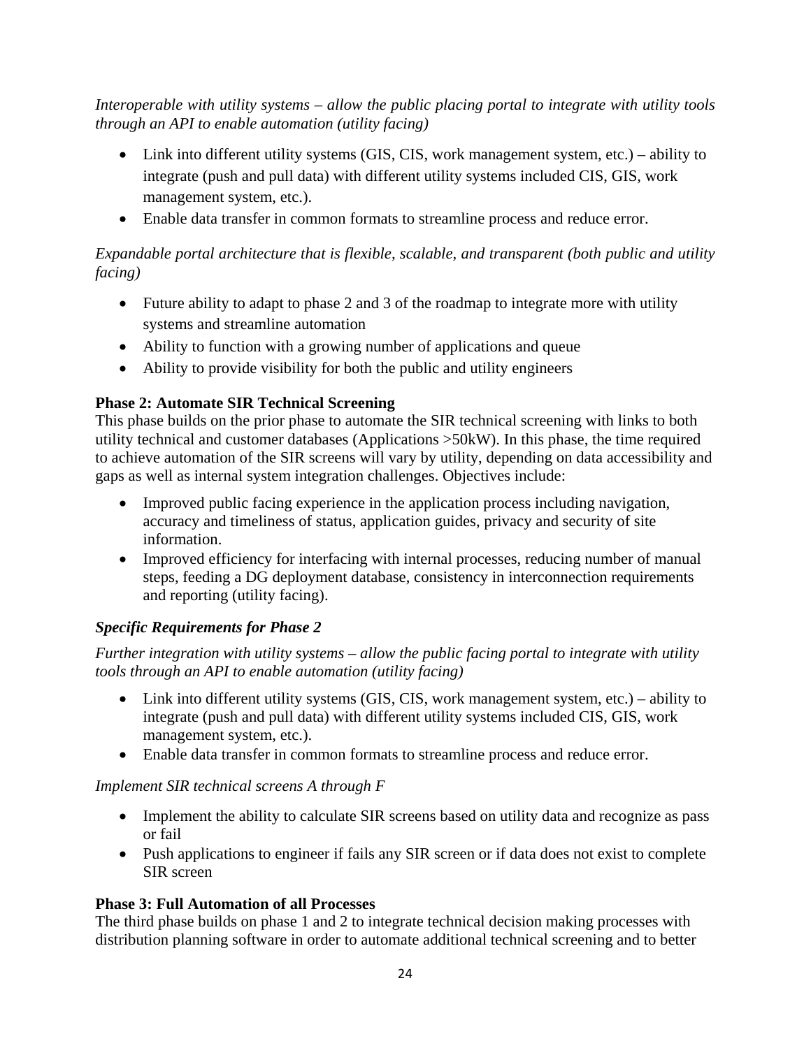*Interoperable with utility systems – allow the public placing portal to integrate with utility tools through an API to enable automation (utility facing)*

- Link into different utility systems (GIS, CIS, work management system, etc.) – ability to integrate (push and pull data) with different utility systems included CIS, GIS, work management system, etc.).
- Enable data transfer in common formats to streamline process and reduce error.

*Expandable portal architecture that is flexible, scalable, and transparent (both public and utility facing)*

- Future ability to adapt to phase 2 and 3 of the roadmap to integrate more with utility systems and streamline automation
- Ability to function with a growing number of applications and queue
- Ability to provide visibility for both the public and utility engineers

**Phase 2: Automate SIR Technical Screening**

This phase builds on the prior phase to automate the SIR technical screening with links to both utility technical and customer databases (Applications >50kW). In this phase, the time required to achieve automation of the SIR screens will vary by utility, depending on data accessibility and gaps as well as internal system integration challenges. Objectives include:

- Improved public facing experience in the application process including navigation, accuracy and timeliness of status, application guides, privacy and security of site information.
- Improved efficiency for interfacing with internal processes, reducing number of manual steps, feeding a DG deployment database, consistency in interconnection requirements and reporting (utility facing).

***Specific Requirements for Phase 2***

*Further integration with utility systems – allow the public facing portal to integrate with utility tools through an API to enable automation (utility facing)*

- Link into different utility systems (GIS, CIS, work management system, etc.) – ability to integrate (push and pull data) with different utility systems included CIS, GIS, work management system, etc.).
- Enable data transfer in common formats to streamline process and reduce error.

*Implement SIR technical screens A through F*

- Implement the ability to calculate SIR screens based on utility data and recognize as pass or fail
- Push applications to engineer if fails any SIR screen or if data does not exist to complete SIR screen

**Phase 3: Full Automation of all Processes**

The third phase builds on phase 1 and 2 to integrate technical decision making processes with distribution planning software in order to automate additional technical screening and to better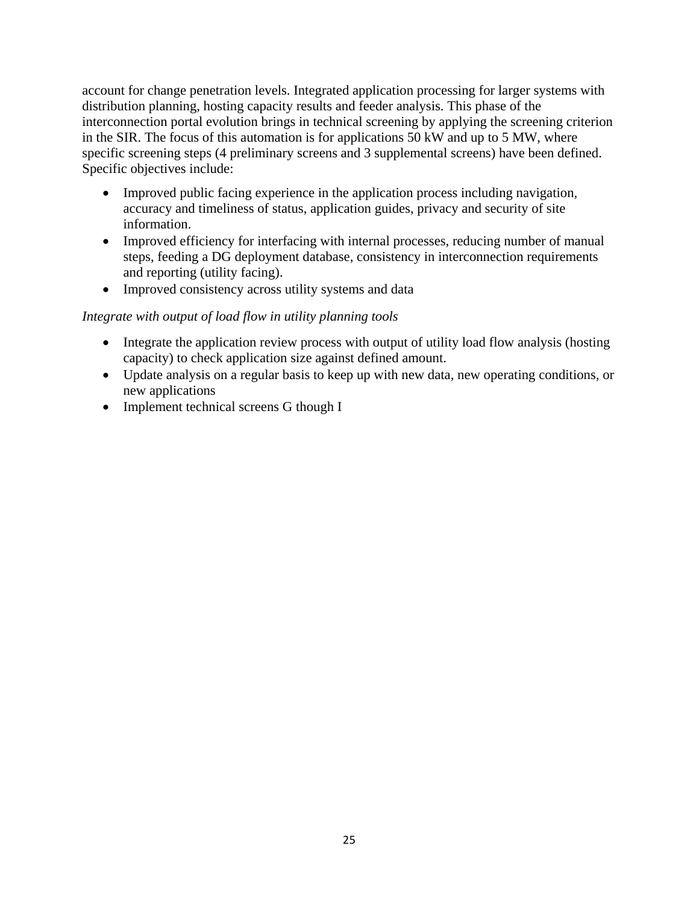account for change penetration levels. Integrated application processing for larger systems with distribution planning, hosting capacity results and feeder analysis. This phase of the interconnection portal evolution brings in technical screening by applying the screening criterion in the SIR. The focus of this automation is for applications 50 kW and up to 5 MW, where specific screening steps (4 preliminary screens and 3 supplemental screens) have been defined. Specific objectives include:

- Improved public facing experience in the application process including navigation, accuracy and timeliness of status, application guides, privacy and security of site information.
- Improved efficiency for interfacing with internal processes, reducing number of manual steps, feeding a DG deployment database, consistency in interconnection requirements and reporting (utility facing).
- Improved consistency across utility systems and data

*Integrate with output of load flow in utility planning tools*

- Integrate the application review process with output of utility load flow analysis (hosting capacity) to check application size against defined amount.
- Update analysis on a regular basis to keep up with new data, new operating conditions, or new applications
- Implement technical screens G though I